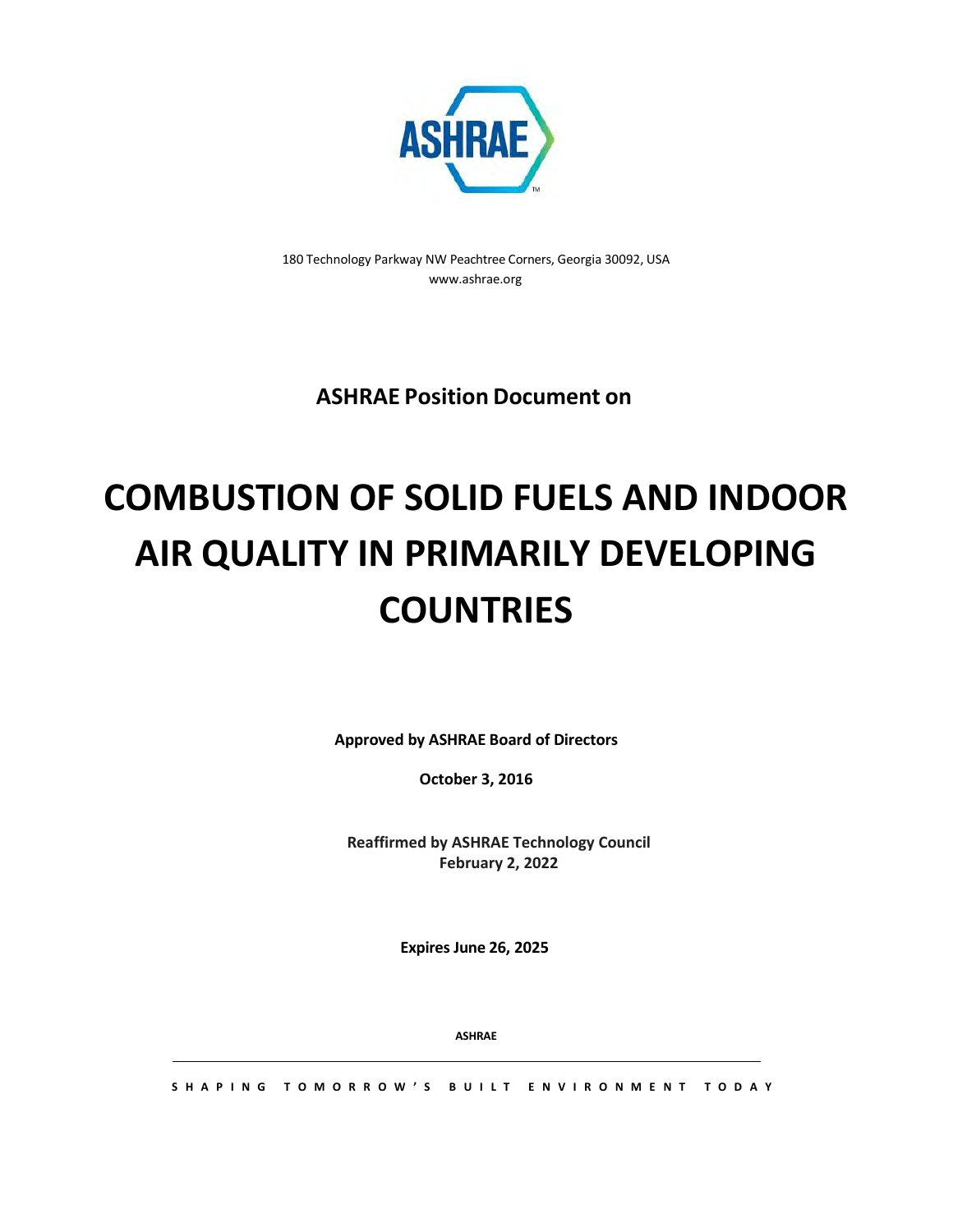ASHRAE

180 Technology Parkway NW Peachtree Corners, Georgia 30092, USA
www.ashrae.org

**ASHRAE Position Document on**

# COMBUSTION OF SOLID FUELS AND INDOOR AIR QUALITY IN PRIMARILY DEVELOPING COUNTRIES

**Approved by ASHRAE Board of Directors**

**October 3, 2016**

**Reaffirmed by ASHRAE Technology Council**
**February 2, 2022**

**Expires June 26, 2025**

**ASHRAE**

**SHAPING TOMORROW'S BUILT ENVIRONMENT TODAY**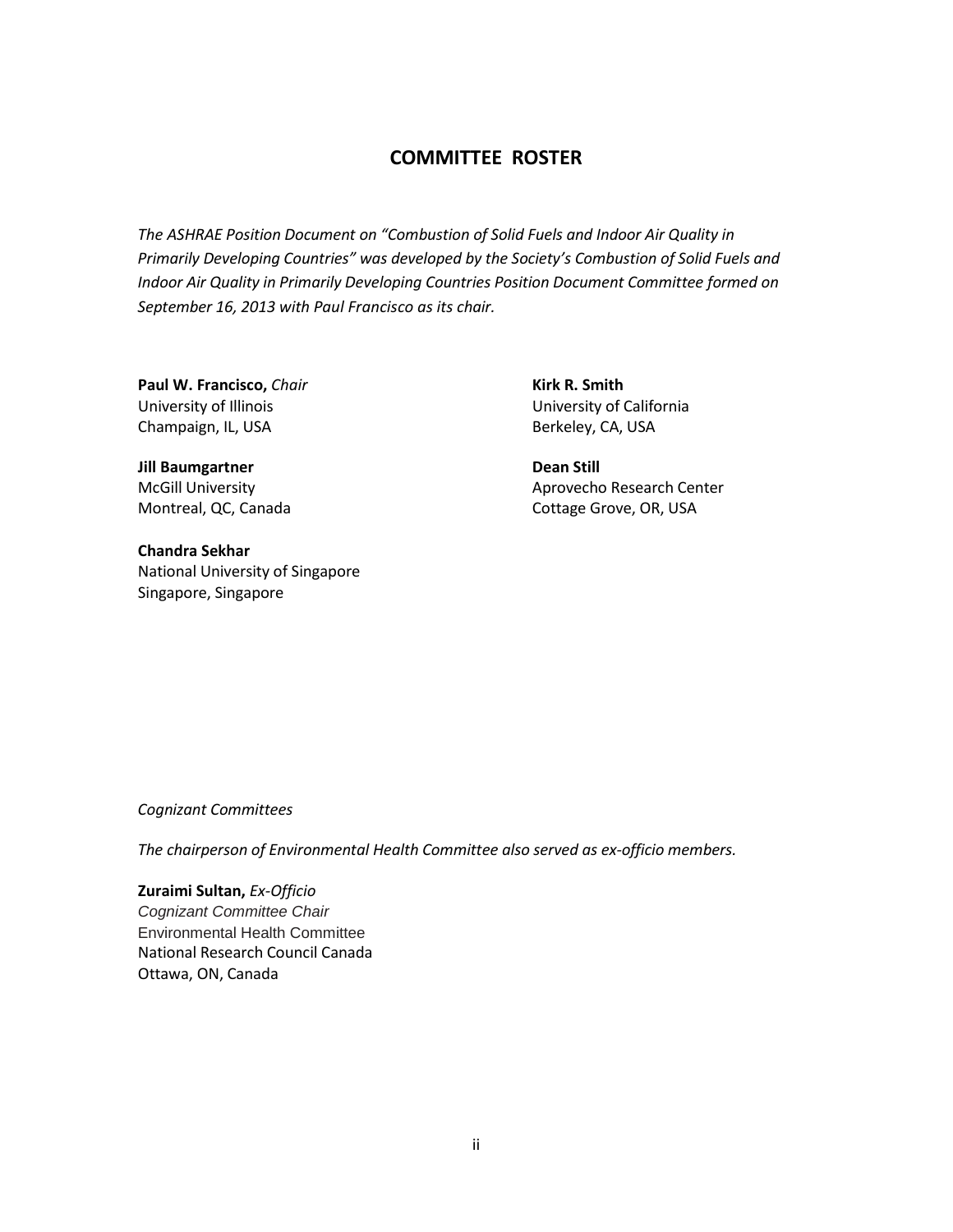## COMMITTEE ROSTER

*The ASHRAE Position Document on "Combustion of Solid Fuels and Indoor Air Quality in Primarily Developing Countries" was developed by the Society's Combustion of Solid Fuels and Indoor Air Quality in Primarily Developing Countries Position Document Committee formed on September 16, 2013 with Paul Francisco as its chair.*

**Paul W. Francisco,** *Chair*
University of Illinois
Champaign, IL, USA

**Jill Baumgartner**
McGill University
Montreal, QC, Canada

**Chandra Sekhar**
National University of Singapore
Singapore, Singapore

**Kirk R. Smith**
University of California
Berkeley, CA, USA

**Dean Still**
Aprovecho Research Center
Cottage Grove, OR, USA

*Cognizant Committees*

*The chairperson of Environmental Health Committee also served as ex-officio members.*

**Zuraimi Sultan,** *Ex-Officio*
*Cognizant Committee Chair*
Environmental Health Committee
National Research Council Canada
Ottawa, ON, Canada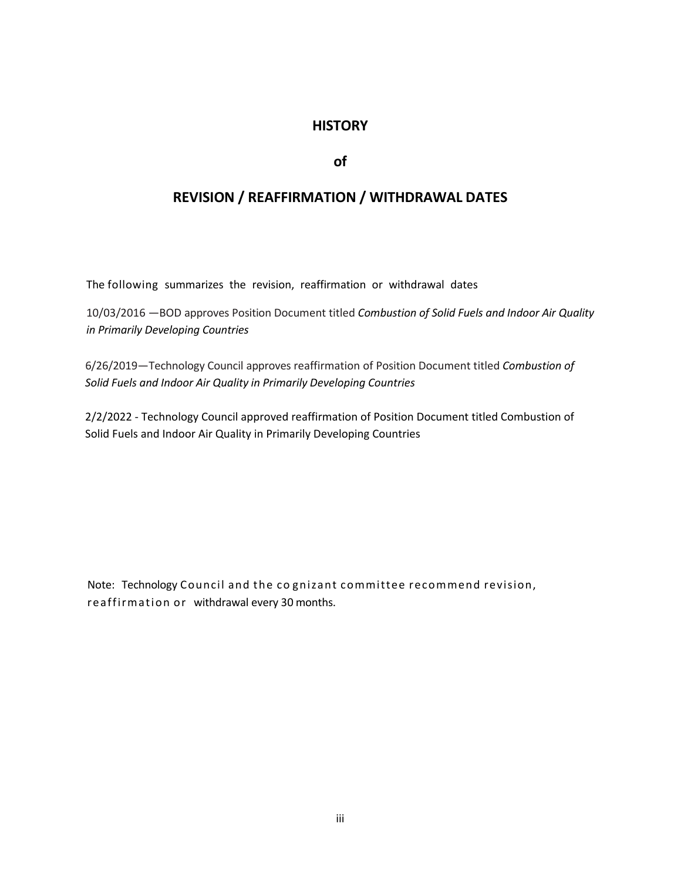# HISTORY

# of

# REVISION / REAFFIRMATION / WITHDRAWAL DATES

The following summarizes the revision, reaffirmation or withdrawal dates

10/03/2016 —BOD approves Position Document titled *Combustion of Solid Fuels and Indoor Air Quality in Primarily Developing Countries*

6/26/2019—Technology Council approves reaffirmation of Position Document titled *Combustion of Solid Fuels and Indoor Air Quality in Primarily Developing Countries*

2/2/2022 - Technology Council approved reaffirmation of Position Document titled Combustion of Solid Fuels and Indoor Air Quality in Primarily Developing Countries

Note: Technology Council and the cognizant committee recommend revision, reaffirmation or withdrawal every 30 months.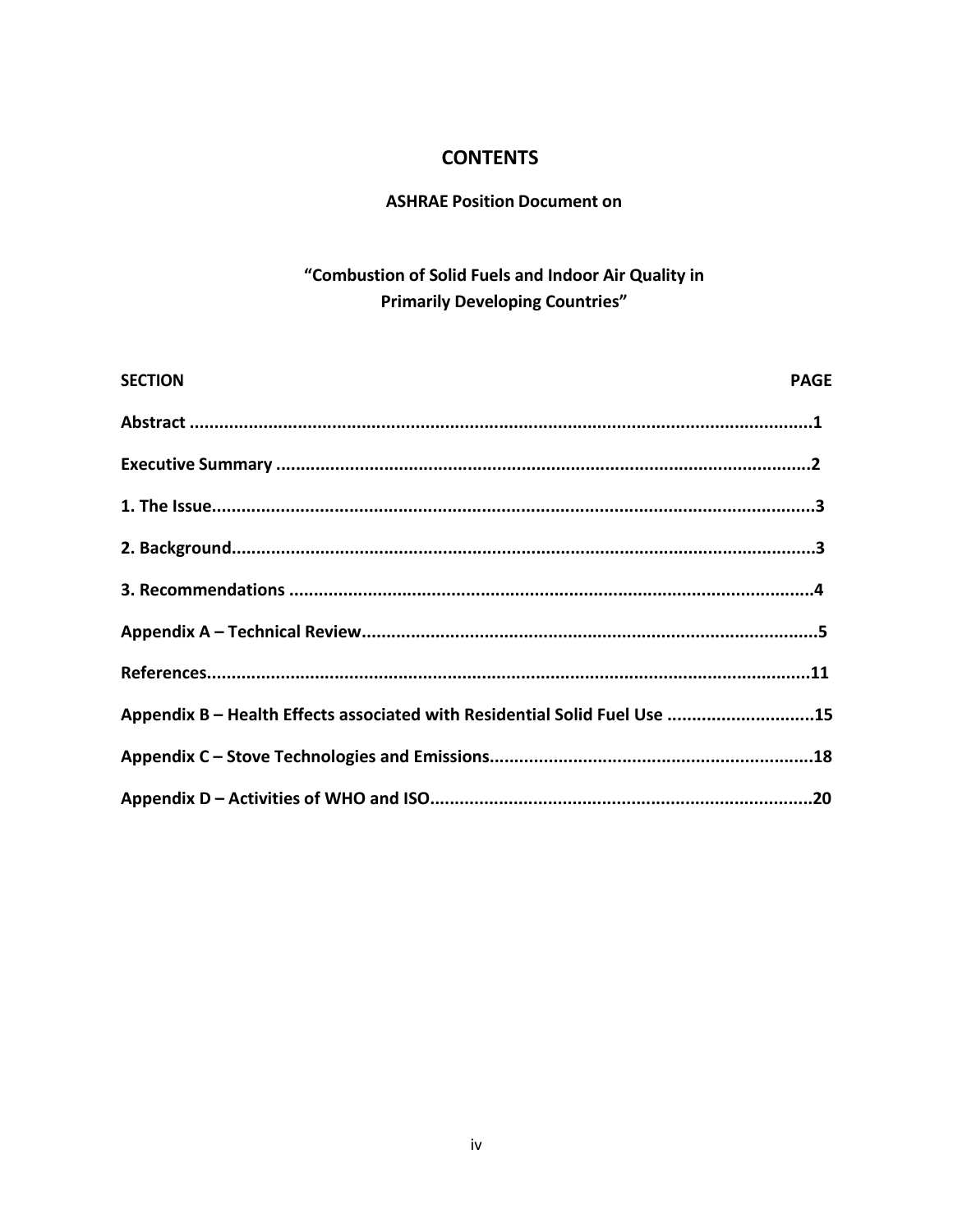# CONTENTS

**ASHRAE Position Document on**

**"Combustion of Solid Fuels and Indoor Air Quality in Primarily Developing Countries"**

| SECTION | PAGE |
| --- | --- |
| Abstract | 1 |
| Executive Summary | 2 |
| 1. The Issue | 3 |
| 2. Background | 3 |
| 3. Recommendations | 4 |
| Appendix A – Technical Review | 5 |
| References | 11 |
| Appendix B – Health Effects associated with Residential Solid Fuel Use | 15 |
| Appendix C – Stove Technologies and Emissions | 18 |
| Appendix D – Activities of WHO and ISO | 20 |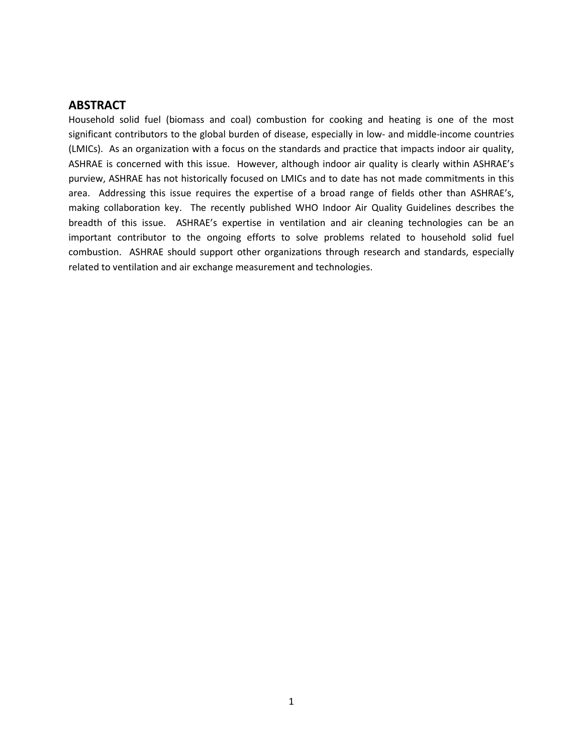## ABSTRACT

Household solid fuel (biomass and coal) combustion for cooking and heating is one of the most significant contributors to the global burden of disease, especially in low- and middle-income countries (LMICs). As an organization with a focus on the standards and practice that impacts indoor air quality, ASHRAE is concerned with this issue. However, although indoor air quality is clearly within ASHRAE's purview, ASHRAE has not historically focused on LMICs and to date has not made commitments in this area. Addressing this issue requires the expertise of a broad range of fields other than ASHRAE's, making collaboration key. The recently published WHO Indoor Air Quality Guidelines describes the breadth of this issue. ASHRAE's expertise in ventilation and air cleaning technologies can be an important contributor to the ongoing efforts to solve problems related to household solid fuel combustion. ASHRAE should support other organizations through research and standards, especially related to ventilation and air exchange measurement and technologies.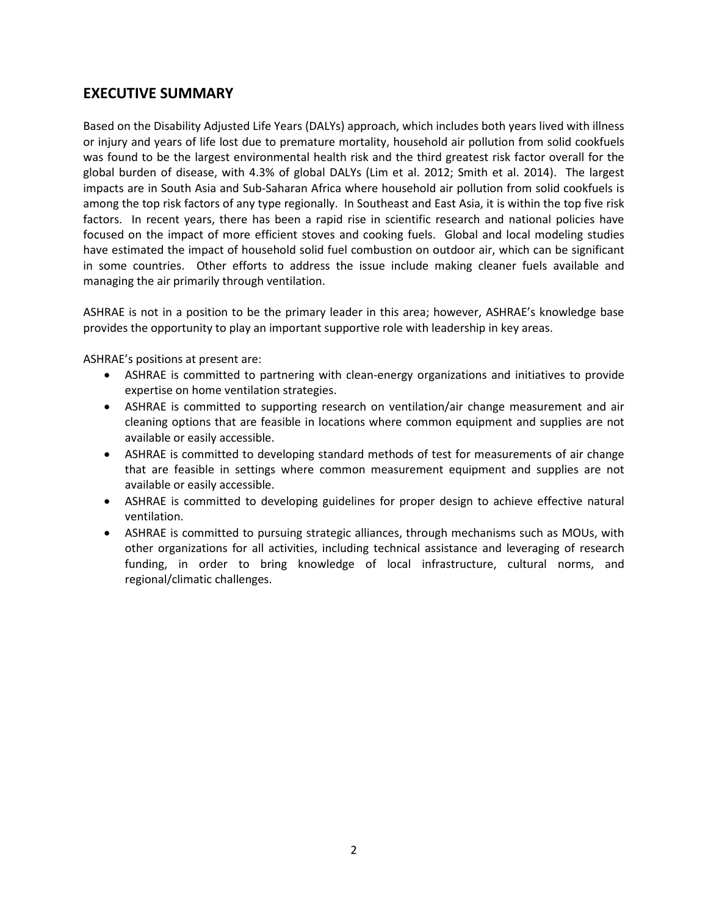## EXECUTIVE SUMMARY

Based on the Disability Adjusted Life Years (DALYs) approach, which includes both years lived with illness or injury and years of life lost due to premature mortality, household air pollution from solid cookfuels was found to be the largest environmental health risk and the third greatest risk factor overall for the global burden of disease, with 4.3% of global DALYs (Lim et al. 2012; Smith et al. 2014). The largest impacts are in South Asia and Sub-Saharan Africa where household air pollution from solid cookfuels is among the top risk factors of any type regionally. In Southeast and East Asia, it is within the top five risk factors. In recent years, there has been a rapid rise in scientific research and national policies have focused on the impact of more efficient stoves and cooking fuels. Global and local modeling studies have estimated the impact of household solid fuel combustion on outdoor air, which can be significant in some countries. Other efforts to address the issue include making cleaner fuels available and managing the air primarily through ventilation.

ASHRAE is not in a position to be the primary leader in this area; however, ASHRAE's knowledge base provides the opportunity to play an important supportive role with leadership in key areas.

ASHRAE's positions at present are:

- ASHRAE is committed to partnering with clean-energy organizations and initiatives to provide expertise on home ventilation strategies.
- ASHRAE is committed to supporting research on ventilation/air change measurement and air cleaning options that are feasible in locations where common equipment and supplies are not available or easily accessible.
- ASHRAE is committed to developing standard methods of test for measurements of air change that are feasible in settings where common measurement equipment and supplies are not available or easily accessible.
- ASHRAE is committed to developing guidelines for proper design to achieve effective natural ventilation.
- ASHRAE is committed to pursuing strategic alliances, through mechanisms such as MOUs, with other organizations for all activities, including technical assistance and leveraging of research funding, in order to bring knowledge of local infrastructure, cultural norms, and regional/climatic challenges.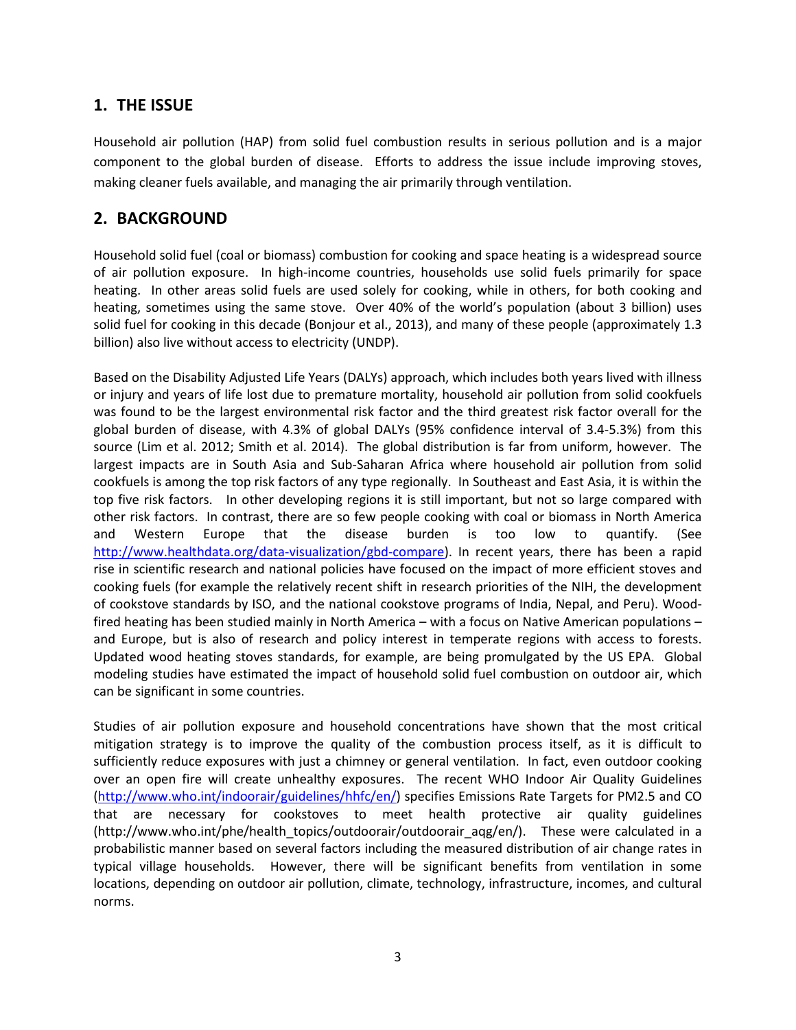## 1. THE ISSUE

Household air pollution (HAP) from solid fuel combustion results in serious pollution and is a major component to the global burden of disease. Efforts to address the issue include improving stoves, making cleaner fuels available, and managing the air primarily through ventilation.

## 2. BACKGROUND

Household solid fuel (coal or biomass) combustion for cooking and space heating is a widespread source of air pollution exposure. In high-income countries, households use solid fuels primarily for space heating. In other areas solid fuels are used solely for cooking, while in others, for both cooking and heating, sometimes using the same stove. Over 40% of the world's population (about 3 billion) uses solid fuel for cooking in this decade (Bonjour et al., 2013), and many of these people (approximately 1.3 billion) also live without access to electricity (UNDP).

Based on the Disability Adjusted Life Years (DALYs) approach, which includes both years lived with illness or injury and years of life lost due to premature mortality, household air pollution from solid cookfuels was found to be the largest environmental risk factor and the third greatest risk factor overall for the global burden of disease, with 4.3% of global DALYs (95% confidence interval of 3.4-5.3%) from this source (Lim et al. 2012; Smith et al. 2014). The global distribution is far from uniform, however. The largest impacts are in South Asia and Sub-Saharan Africa where household air pollution from solid cookfuels is among the top risk factors of any type regionally. In Southeast and East Asia, it is within the top five risk factors. In other developing regions it is still important, but not so large compared with other risk factors. In contrast, there are so few people cooking with coal or biomass in North America and Western Europe that the disease burden is too low to quantify. (See http://www.healthdata.org/data-visualization/gbd-compare). In recent years, there has been a rapid rise in scientific research and national policies have focused on the impact of more efficient stoves and cooking fuels (for example the relatively recent shift in research priorities of the NIH, the development of cookstove standards by ISO, and the national cookstove programs of India, Nepal, and Peru). Wood-fired heating has been studied mainly in North America – with a focus on Native American populations – and Europe, but is also of research and policy interest in temperate regions with access to forests. Updated wood heating stoves standards, for example, are being promulgated by the US EPA. Global modeling studies have estimated the impact of household solid fuel combustion on outdoor air, which can be significant in some countries.

Studies of air pollution exposure and household concentrations have shown that the most critical mitigation strategy is to improve the quality of the combustion process itself, as it is difficult to sufficiently reduce exposures with just a chimney or general ventilation. In fact, even outdoor cooking over an open fire will create unhealthy exposures. The recent WHO Indoor Air Quality Guidelines (http://www.who.int/indoorair/guidelines/hhfc/en/) specifies Emissions Rate Targets for PM2.5 and CO that are necessary for cookstoves to meet health protective air quality guidelines (http://www.who.int/phe/health_topics/outdoorair/outdoorair_aqg/en/). These were calculated in a probabilistic manner based on several factors including the measured distribution of air change rates in typical village households. However, there will be significant benefits from ventilation in some locations, depending on outdoor air pollution, climate, technology, infrastructure, incomes, and cultural norms.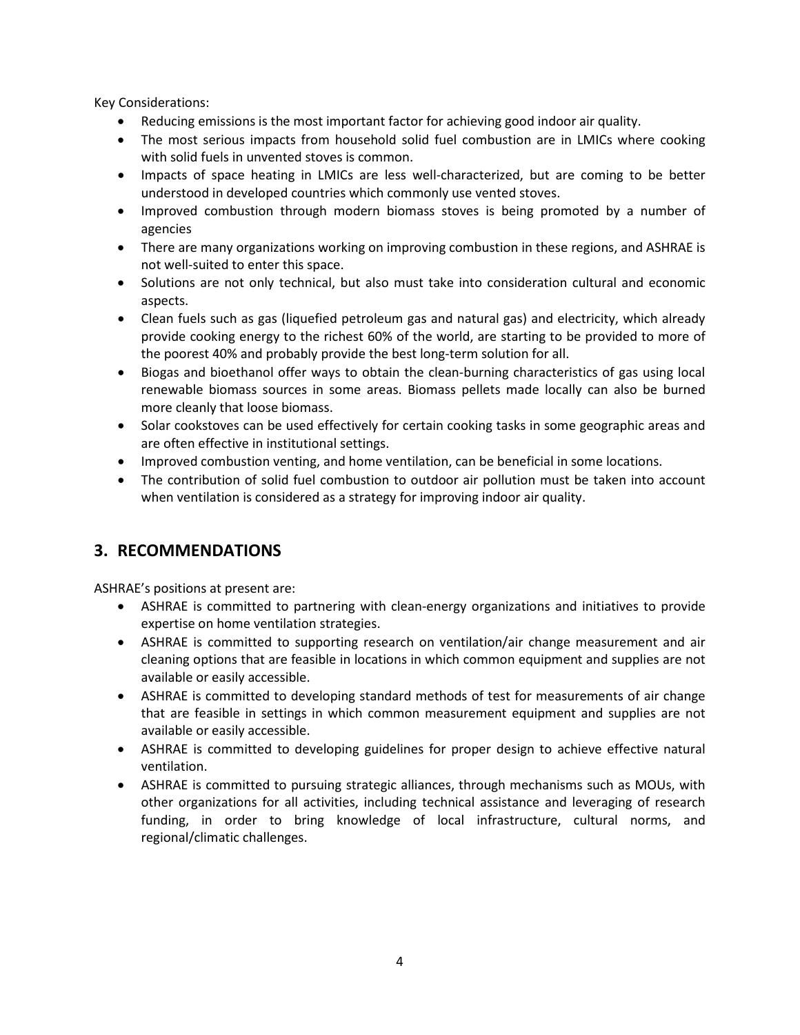Key Considerations:

- Reducing emissions is the most important factor for achieving good indoor air quality.
- The most serious impacts from household solid fuel combustion are in LMICs where cooking with solid fuels in unvented stoves is common.
- Impacts of space heating in LMICs are less well-characterized, but are coming to be better understood in developed countries which commonly use vented stoves.
- Improved combustion through modern biomass stoves is being promoted by a number of agencies
- There are many organizations working on improving combustion in these regions, and ASHRAE is not well-suited to enter this space.
- Solutions are not only technical, but also must take into consideration cultural and economic aspects.
- Clean fuels such as gas (liquefied petroleum gas and natural gas) and electricity, which already provide cooking energy to the richest 60% of the world, are starting to be provided to more of the poorest 40% and probably provide the best long-term solution for all.
- Biogas and bioethanol offer ways to obtain the clean-burning characteristics of gas using local renewable biomass sources in some areas. Biomass pellets made locally can also be burned more cleanly that loose biomass.
- Solar cookstoves can be used effectively for certain cooking tasks in some geographic areas and are often effective in institutional settings.
- Improved combustion venting, and home ventilation, can be beneficial in some locations.
- The contribution of solid fuel combustion to outdoor air pollution must be taken into account when ventilation is considered as a strategy for improving indoor air quality.

## 3. RECOMMENDATIONS

ASHRAE's positions at present are:

- ASHRAE is committed to partnering with clean-energy organizations and initiatives to provide expertise on home ventilation strategies.
- ASHRAE is committed to supporting research on ventilation/air change measurement and air cleaning options that are feasible in locations in which common equipment and supplies are not available or easily accessible.
- ASHRAE is committed to developing standard methods of test for measurements of air change that are feasible in settings in which common measurement equipment and supplies are not available or easily accessible.
- ASHRAE is committed to developing guidelines for proper design to achieve effective natural ventilation.
- ASHRAE is committed to pursuing strategic alliances, through mechanisms such as MOUs, with other organizations for all activities, including technical assistance and leveraging of research funding, in order to bring knowledge of local infrastructure, cultural norms, and regional/climatic challenges.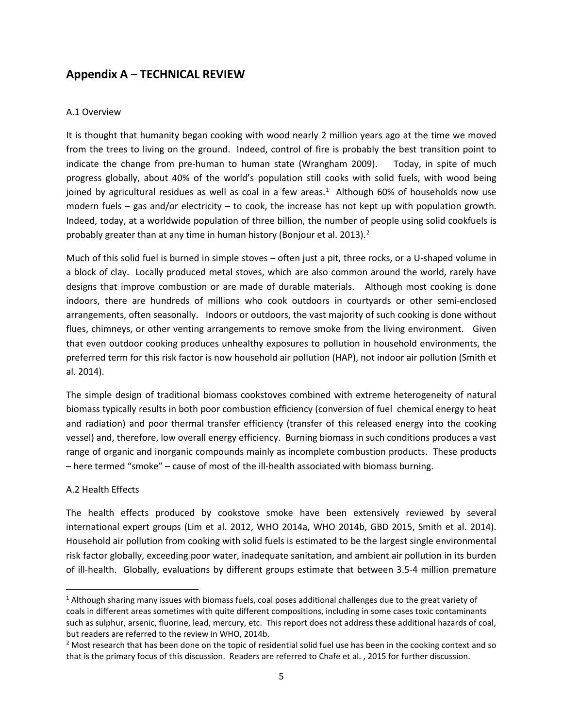## Appendix A – TECHNICAL REVIEW

A.1 Overview

It is thought that humanity began cooking with wood nearly 2 million years ago at the time we moved from the trees to living on the ground. Indeed, control of fire is probably the best transition point to indicate the change from pre-human to human state (Wrangham 2009). Today, in spite of much progress globally, about 40% of the world's population still cooks with solid fuels, with wood being joined by agricultural residues as well as coal in a few areas.[1] Although 60% of households now use modern fuels – gas and/or electricity – to cook, the increase has not kept up with population growth. Indeed, today, at a worldwide population of three billion, the number of people using solid cookfuels is probably greater than at any time in human history (Bonjour et al. 2013).[2]

Much of this solid fuel is burned in simple stoves – often just a pit, three rocks, or a U-shaped volume in a block of clay. Locally produced metal stoves, which are also common around the world, rarely have designs that improve combustion or are made of durable materials. Although most cooking is done indoors, there are hundreds of millions who cook outdoors in courtyards or other semi-enclosed arrangements, often seasonally. Indoors or outdoors, the vast majority of such cooking is done without flues, chimneys, or other venting arrangements to remove smoke from the living environment. Given that even outdoor cooking produces unhealthy exposures to pollution in household environments, the preferred term for this risk factor is now household air pollution (HAP), not indoor air pollution (Smith et al. 2014).

The simple design of traditional biomass cookstoves combined with extreme heterogeneity of natural biomass typically results in both poor combustion efficiency (conversion of fuel chemical energy to heat and radiation) and poor thermal transfer efficiency (transfer of this released energy into the cooking vessel) and, therefore, low overall energy efficiency. Burning biomass in such conditions produces a vast range of organic and inorganic compounds mainly as incomplete combustion products. These products – here termed "smoke" – cause of most of the ill-health associated with biomass burning.

A.2 Health Effects

The health effects produced by cookstove smoke have been extensively reviewed by several international expert groups (Lim et al. 2012, WHO 2014a, WHO 2014b, GBD 2015, Smith et al. 2014). Household air pollution from cooking with solid fuels is estimated to be the largest single environmental risk factor globally, exceeding poor water, inadequate sanitation, and ambient air pollution in its burden of ill-health. Globally, evaluations by different groups estimate that between 3.5-4 million premature

[1] Although sharing many issues with biomass fuels, coal poses additional challenges due to the great variety of coals in different areas sometimes with quite different compositions, including in some cases toxic contaminants such as sulphur, arsenic, fluorine, lead, mercury, etc. This report does not address these additional hazards of coal, but readers are referred to the review in WHO, 2014b.

[2] Most research that has been done on the topic of residential solid fuel use has been in the cooking context and so that is the primary focus of this discussion. Readers are referred to Chafe et al. , 2015 for further discussion.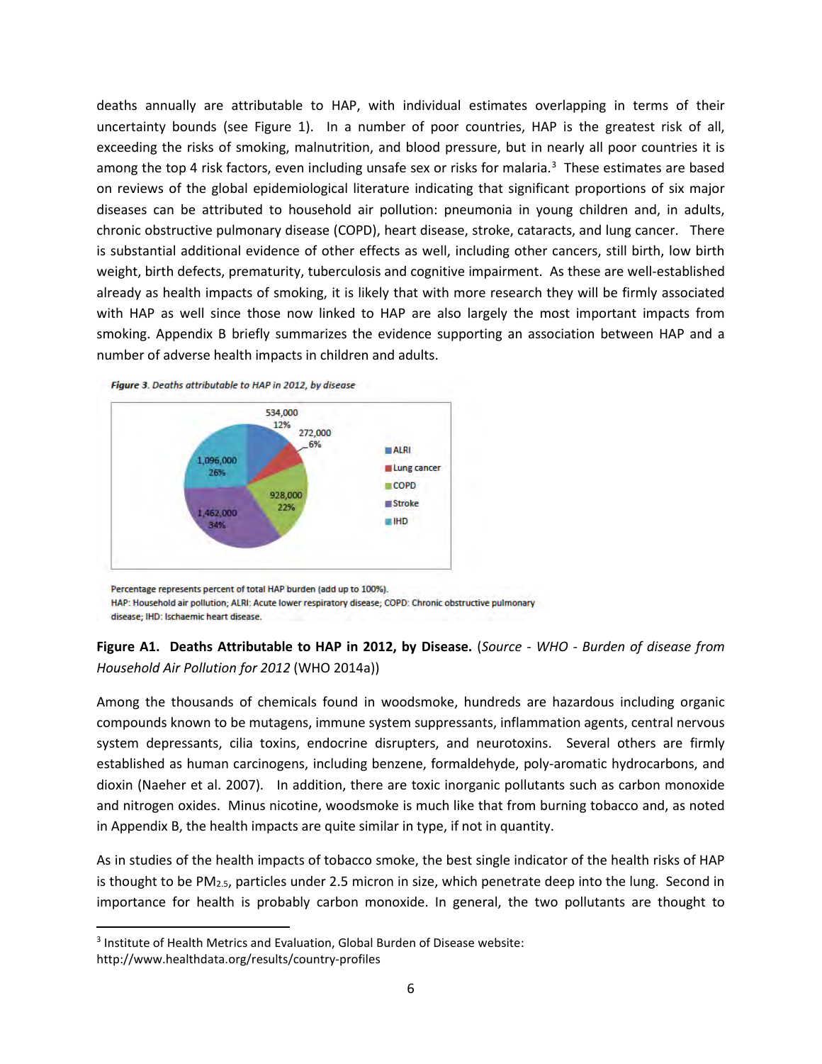deaths annually are attributable to HAP, with individual estimates overlapping in terms of their uncertainty bounds (see Figure 1). In a number of poor countries, HAP is the greatest risk of all, exceeding the risks of smoking, malnutrition, and blood pressure, but in nearly all poor countries it is among the top 4 risk factors, even including unsafe sex or risks for malaria.[3] These estimates are based on reviews of the global epidemiological literature indicating that significant proportions of six major diseases can be attributed to household air pollution: pneumonia in young children and, in adults, chronic obstructive pulmonary disease (COPD), heart disease, stroke, cataracts, and lung cancer. There is substantial additional evidence of other effects as well, including other cancers, still birth, low birth weight, birth defects, prematurity, tuberculosis and cognitive impairment. As these are well-established already as health impacts of smoking, it is likely that with more research they will be firmly associated with HAP as well since those now linked to HAP are also largely the most important impacts from smoking. Appendix B briefly summarizes the evidence supporting an association between HAP and a number of adverse health impacts in children and adults.

***Figure 3.** Deaths attributable to HAP in 2012, by disease*

| Disease | Deaths | Percent |
|---|---|---|
| ALRI | 534,000 | 12% |
| Lung cancer | 272,000 | 6% |
| COPD | 928,000 | 22% |
| Stroke | 1,462,000 | 34% |
| IHD | 1,096,000 | 26% |

Percentage represents percent of total HAP burden (add up to 100%).
HAP: Household air pollution; ALRI: Acute lower respiratory disease; COPD: Chronic obstructive pulmonary disease; IHD: Ischaemic heart disease.

**Figure A1. Deaths Attributable to HAP in 2012, by Disease.** (*Source - WHO - Burden of disease from Household Air Pollution for 2012* (WHO 2014a))

Among the thousands of chemicals found in woodsmoke, hundreds are hazardous including organic compounds known to be mutagens, immune system suppressants, inflammation agents, central nervous system depressants, cilia toxins, endocrine disrupters, and neurotoxins. Several others are firmly established as human carcinogens, including benzene, formaldehyde, poly-aromatic hydrocarbons, and dioxin (Naeher et al. 2007). In addition, there are toxic inorganic pollutants such as carbon monoxide and nitrogen oxides. Minus nicotine, woodsmoke is much like that from burning tobacco and, as noted in Appendix B, the health impacts are quite similar in type, if not in quantity.

As in studies of the health impacts of tobacco smoke, the best single indicator of the health risks of HAP is thought to be $PM_{2.5}$, particles under 2.5 micron in size, which penetrate deep into the lung. Second in importance for health is probably carbon monoxide. In general, the two pollutants are thought to

[3] Institute of Health Metrics and Evaluation, Global Burden of Disease website: http://www.healthdata.org/results/country-profiles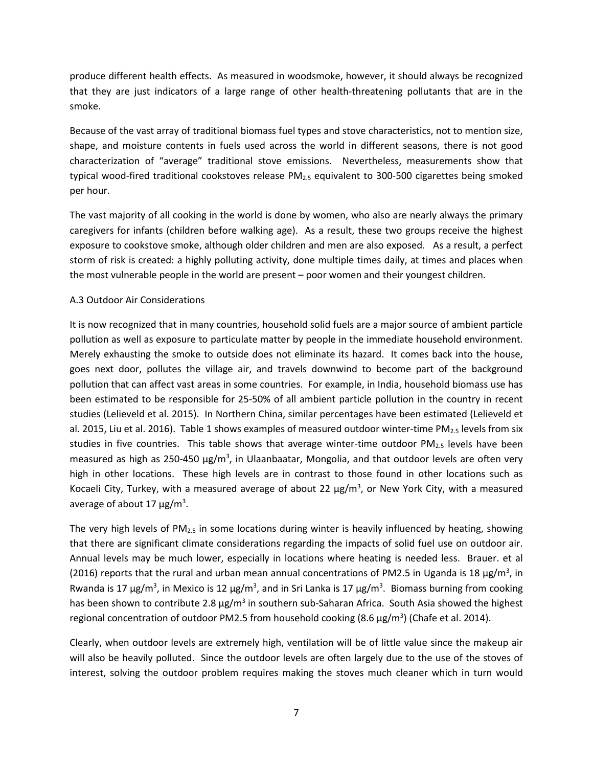produce different health effects. As measured in woodsmoke, however, it should always be recognized that they are just indicators of a large range of other health-threatening pollutants that are in the smoke.

Because of the vast array of traditional biomass fuel types and stove characteristics, not to mention size, shape, and moisture contents in fuels used across the world in different seasons, there is not good characterization of "average" traditional stove emissions. Nevertheless, measurements show that typical wood-fired traditional cookstoves release $PM_{2.5}$ equivalent to 300-500 cigarettes being smoked per hour.

The vast majority of all cooking in the world is done by women, who also are nearly always the primary caregivers for infants (children before walking age). As a result, these two groups receive the highest exposure to cookstove smoke, although older children and men are also exposed. As a result, a perfect storm of risk is created: a highly polluting activity, done multiple times daily, at times and places when the most vulnerable people in the world are present – poor women and their youngest children.

### A.3 Outdoor Air Considerations

It is now recognized that in many countries, household solid fuels are a major source of ambient particle pollution as well as exposure to particulate matter by people in the immediate household environment. Merely exhausting the smoke to outside does not eliminate its hazard. It comes back into the house, goes next door, pollutes the village air, and travels downwind to become part of the background pollution that can affect vast areas in some countries. For example, in India, household biomass use has been estimated to be responsible for 25-50% of all ambient particle pollution in the country in recent studies (Lelieveld et al. 2015). In Northern China, similar percentages have been estimated (Lelieveld et al. 2015, Liu et al. 2016). Table 1 shows examples of measured outdoor winter-time $PM_{2.5}$ levels from six studies in five countries. This table shows that average winter-time outdoor $PM_{2.5}$ levels have been measured as high as 250-450 $\mu g/m^3$, in Ulaanbaatar, Mongolia, and that outdoor levels are often very high in other locations. These high levels are in contrast to those found in other locations such as Kocaeli City, Turkey, with a measured average of about 22 $\mu g/m^3$, or New York City, with a measured average of about 17 $\mu g/m^3$.

The very high levels of $PM_{2.5}$ in some locations during winter is heavily influenced by heating, showing that there are significant climate considerations regarding the impacts of solid fuel use on outdoor air. Annual levels may be much lower, especially in locations where heating is needed less. Brauer. et al (2016) reports that the rural and urban mean annual concentrations of PM2.5 in Uganda is 18 $\mu g/m^3$, in Rwanda is 17 $\mu g/m^3$, in Mexico is 12 $\mu g/m^3$, and in Sri Lanka is 17 $\mu g/m^3$. Biomass burning from cooking has been shown to contribute 2.8 $\mu g/m^3$ in southern sub-Saharan Africa. South Asia showed the highest regional concentration of outdoor PM2.5 from household cooking (8.6 $\mu g/m^3$) (Chafe et al. 2014).

Clearly, when outdoor levels are extremely high, ventilation will be of little value since the makeup air will also be heavily polluted. Since the outdoor levels are often largely due to the use of the stoves of interest, solving the outdoor problem requires making the stoves much cleaner which in turn would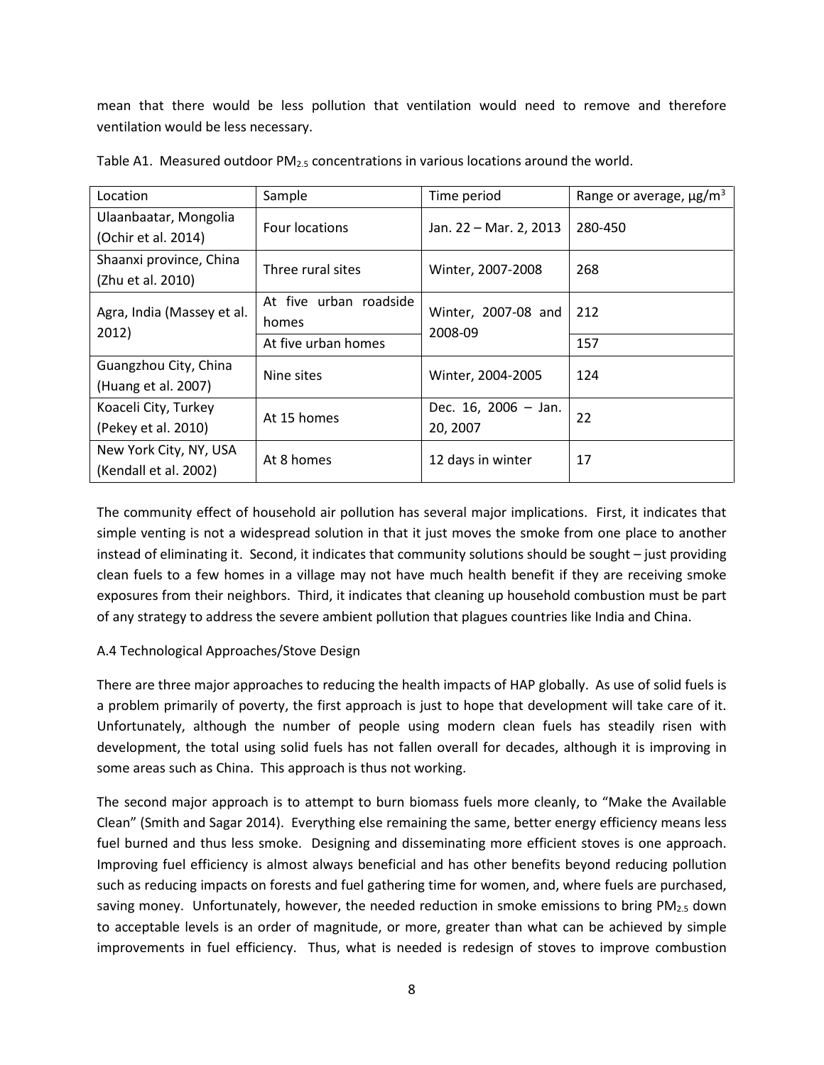mean that there would be less pollution that ventilation would need to remove and therefore ventilation would be less necessary.

Table A1. Measured outdoor $PM_{2.5}$ concentrations in various locations around the world.

| Location | Sample | Time period | Range or average, μg/m$^3$ |
|---|---|---|---|
| Ulaanbaatar, Mongolia (Ochir et al. 2014) | Four locations | Jan. 22 – Mar. 2, 2013 | 280-450 |
| Shaanxi province, China (Zhu et al. 2010) | Three rural sites | Winter, 2007-2008 | 268 |
| Agra, India (Massey et al. 2012) | At five urban roadside homes | Winter, 2007-08 and 2008-09 | 212 |
| | At five urban homes | | 157 |
| Guangzhou City, China (Huang et al. 2007) | Nine sites | Winter, 2004-2005 | 124 |
| Koaceli City, Turkey (Pekey et al. 2010) | At 15 homes | Dec. 16, 2006 – Jan. 20, 2007 | 22 |
| New York City, NY, USA (Kendall et al. 2002) | At 8 homes | 12 days in winter | 17 |

The community effect of household air pollution has several major implications. First, it indicates that simple venting is not a widespread solution in that it just moves the smoke from one place to another instead of eliminating it. Second, it indicates that community solutions should be sought – just providing clean fuels to a few homes in a village may not have much health benefit if they are receiving smoke exposures from their neighbors. Third, it indicates that cleaning up household combustion must be part of any strategy to address the severe ambient pollution that plagues countries like India and China.

A.4 Technological Approaches/Stove Design

There are three major approaches to reducing the health impacts of HAP globally. As use of solid fuels is a problem primarily of poverty, the first approach is just to hope that development will take care of it. Unfortunately, although the number of people using modern clean fuels has steadily risen with development, the total using solid fuels has not fallen overall for decades, although it is improving in some areas such as China. This approach is thus not working.

The second major approach is to attempt to burn biomass fuels more cleanly, to "Make the Available Clean" (Smith and Sagar 2014). Everything else remaining the same, better energy efficiency means less fuel burned and thus less smoke. Designing and disseminating more efficient stoves is one approach. Improving fuel efficiency is almost always beneficial and has other benefits beyond reducing pollution such as reducing impacts on forests and fuel gathering time for women, and, where fuels are purchased, saving money. Unfortunately, however, the needed reduction in smoke emissions to bring $PM_{2.5}$ down to acceptable levels is an order of magnitude, or more, greater than what can be achieved by simple improvements in fuel efficiency. Thus, what is needed is redesign of stoves to improve combustion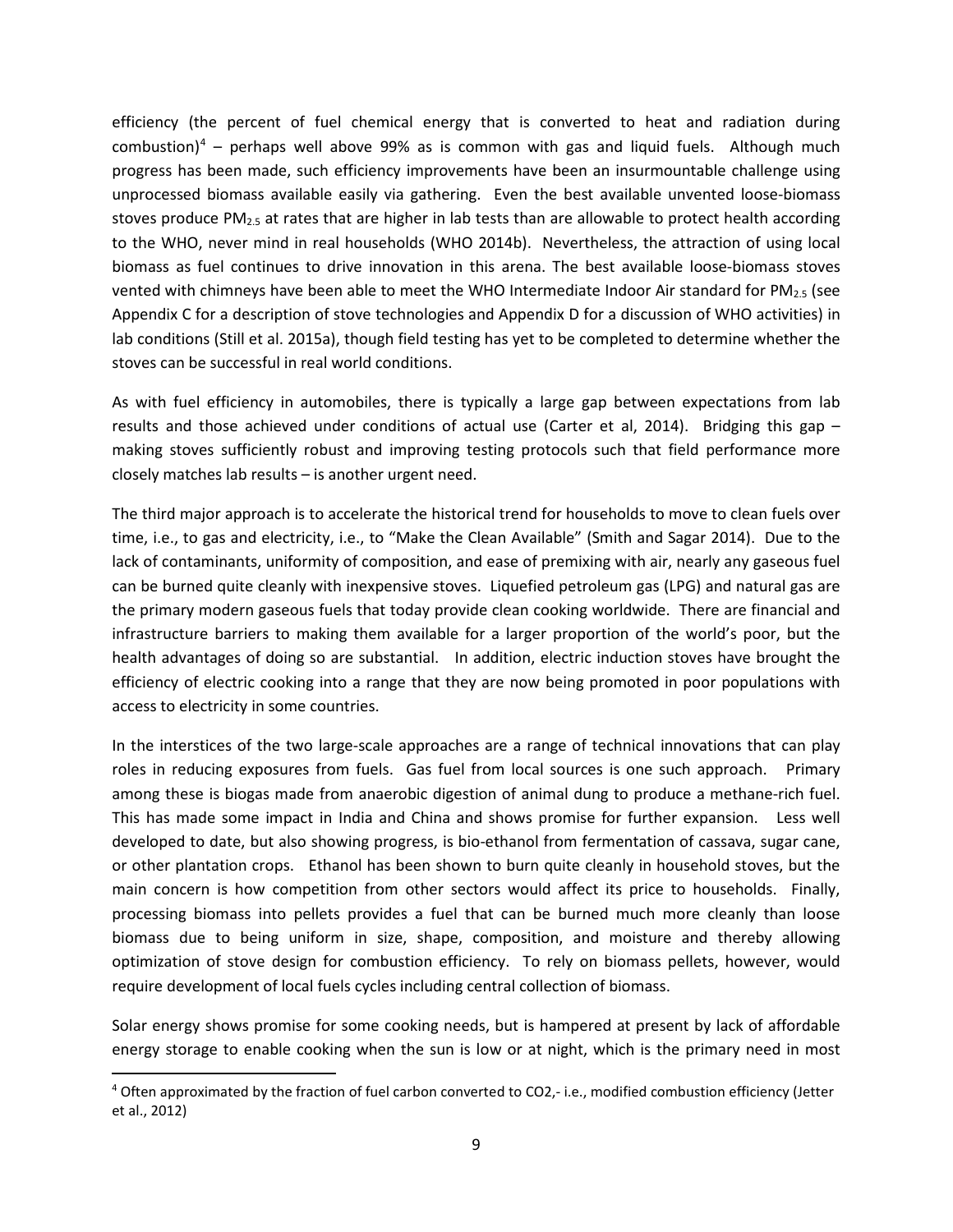efficiency (the percent of fuel chemical energy that is converted to heat and radiation during combustion)[4] – perhaps well above 99% as is common with gas and liquid fuels. Although much progress has been made, such efficiency improvements have been an insurmountable challenge using unprocessed biomass available easily via gathering. Even the best available unvented loose-biomass stoves produce $PM_{2.5}$ at rates that are higher in lab tests than are allowable to protect health according to the WHO, never mind in real households (WHO 2014b). Nevertheless, the attraction of using local biomass as fuel continues to drive innovation in this arena. The best available loose-biomass stoves vented with chimneys have been able to meet the WHO Intermediate Indoor Air standard for $PM_{2.5}$ (see Appendix C for a description of stove technologies and Appendix D for a discussion of WHO activities) in lab conditions (Still et al. 2015a), though field testing has yet to be completed to determine whether the stoves can be successful in real world conditions.

As with fuel efficiency in automobiles, there is typically a large gap between expectations from lab results and those achieved under conditions of actual use (Carter et al, 2014). Bridging this gap – making stoves sufficiently robust and improving testing protocols such that field performance more closely matches lab results – is another urgent need.

The third major approach is to accelerate the historical trend for households to move to clean fuels over time, i.e., to gas and electricity, i.e., to "Make the Clean Available" (Smith and Sagar 2014). Due to the lack of contaminants, uniformity of composition, and ease of premixing with air, nearly any gaseous fuel can be burned quite cleanly with inexpensive stoves. Liquefied petroleum gas (LPG) and natural gas are the primary modern gaseous fuels that today provide clean cooking worldwide. There are financial and infrastructure barriers to making them available for a larger proportion of the world's poor, but the health advantages of doing so are substantial. In addition, electric induction stoves have brought the efficiency of electric cooking into a range that they are now being promoted in poor populations with access to electricity in some countries.

In the interstices of the two large-scale approaches are a range of technical innovations that can play roles in reducing exposures from fuels. Gas fuel from local sources is one such approach. Primary among these is biogas made from anaerobic digestion of animal dung to produce a methane-rich fuel. This has made some impact in India and China and shows promise for further expansion. Less well developed to date, but also showing progress, is bio-ethanol from fermentation of cassava, sugar cane, or other plantation crops. Ethanol has been shown to burn quite cleanly in household stoves, but the main concern is how competition from other sectors would affect its price to households. Finally, processing biomass into pellets provides a fuel that can be burned much more cleanly than loose biomass due to being uniform in size, shape, composition, and moisture and thereby allowing optimization of stove design for combustion efficiency. To rely on biomass pellets, however, would require development of local fuels cycles including central collection of biomass.

Solar energy shows promise for some cooking needs, but is hampered at present by lack of affordable energy storage to enable cooking when the sun is low or at night, which is the primary need in most

[4] Often approximated by the fraction of fuel carbon converted to $CO_2$,- i.e., modified combustion efficiency (Jetter et al., 2012)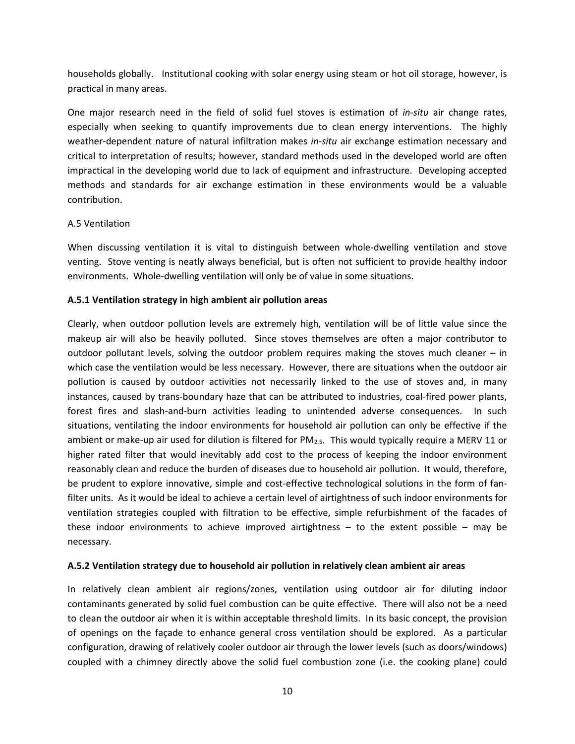households globally. Institutional cooking with solar energy using steam or hot oil storage, however, is practical in many areas.

One major research need in the field of solid fuel stoves is estimation of *in-situ* air change rates, especially when seeking to quantify improvements due to clean energy interventions. The highly weather-dependent nature of natural infiltration makes *in-situ* air exchange estimation necessary and critical to interpretation of results; however, standard methods used in the developed world are often impractical in the developing world due to lack of equipment and infrastructure. Developing accepted methods and standards for air exchange estimation in these environments would be a valuable contribution.

A.5 Ventilation

When discussing ventilation it is vital to distinguish between whole-dwelling ventilation and stove venting. Stove venting is neatly always beneficial, but is often not sufficient to provide healthy indoor environments. Whole-dwelling ventilation will only be of value in some situations.

**A.5.1 Ventilation strategy in high ambient air pollution areas**

Clearly, when outdoor pollution levels are extremely high, ventilation will be of little value since the makeup air will also be heavily polluted. Since stoves themselves are often a major contributor to outdoor pollutant levels, solving the outdoor problem requires making the stoves much cleaner – in which case the ventilation would be less necessary. However, there are situations when the outdoor air pollution is caused by outdoor activities not necessarily linked to the use of stoves and, in many instances, caused by trans-boundary haze that can be attributed to industries, coal-fired power plants, forest fires and slash-and-burn activities leading to unintended adverse consequences. In such situations, ventilating the indoor environments for household air pollution can only be effective if the ambient or make-up air used for dilution is filtered for $PM_{2.5}$. This would typically require a MERV 11 or higher rated filter that would inevitably add cost to the process of keeping the indoor environment reasonably clean and reduce the burden of diseases due to household air pollution. It would, therefore, be prudent to explore innovative, simple and cost-effective technological solutions in the form of fan-filter units. As it would be ideal to achieve a certain level of airtightness of such indoor environments for ventilation strategies coupled with filtration to be effective, simple refurbishment of the facades of these indoor environments to achieve improved airtightness – to the extent possible – may be necessary.

**A.5.2 Ventilation strategy due to household air pollution in relatively clean ambient air areas**

In relatively clean ambient air regions/zones, ventilation using outdoor air for diluting indoor contaminants generated by solid fuel combustion can be quite effective. There will also not be a need to clean the outdoor air when it is within acceptable threshold limits. In its basic concept, the provision of openings on the façade to enhance general cross ventilation should be explored. As a particular configuration, drawing of relatively cooler outdoor air through the lower levels (such as doors/windows) coupled with a chimney directly above the solid fuel combustion zone (i.e. the cooking plane) could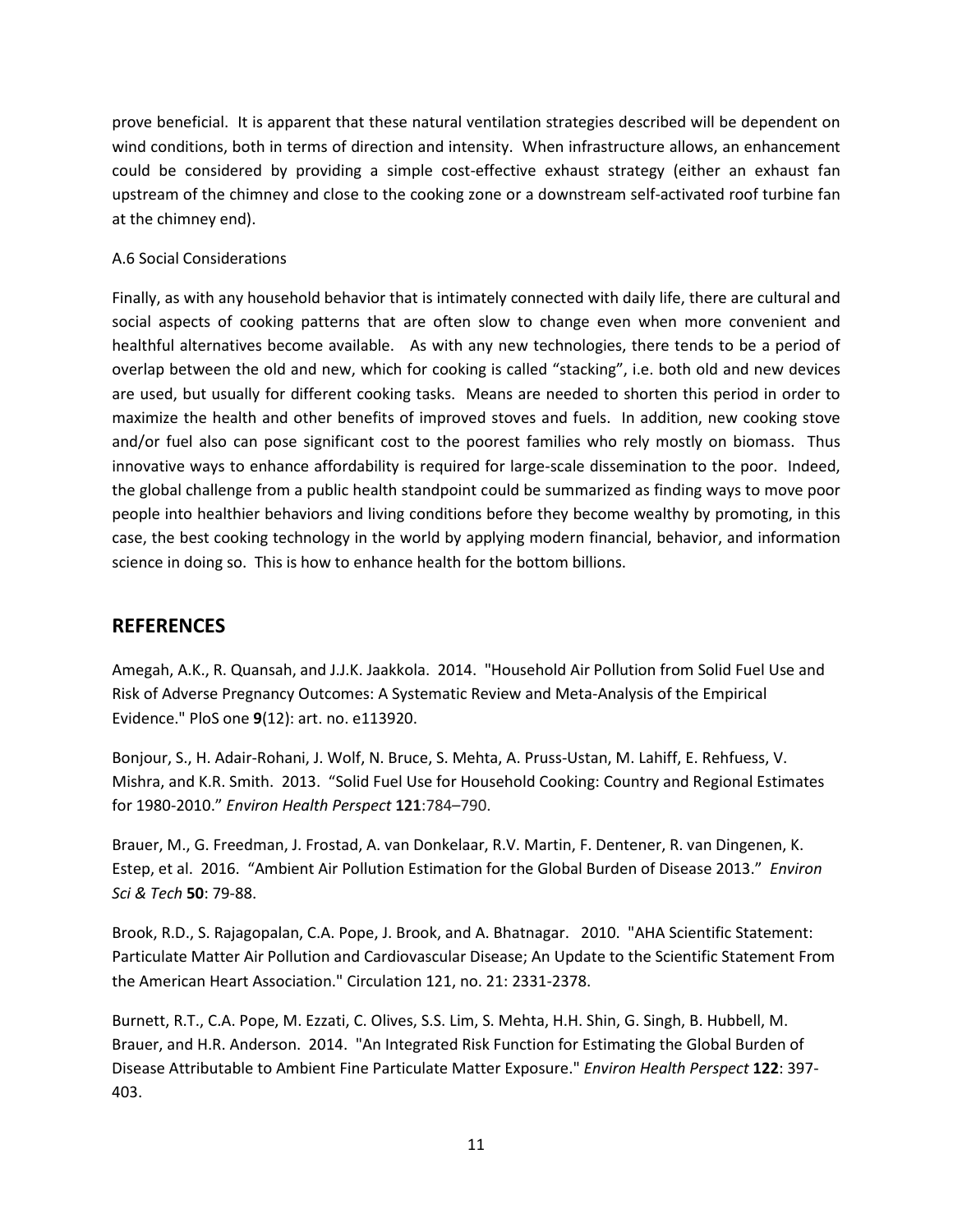prove beneficial. It is apparent that these natural ventilation strategies described will be dependent on wind conditions, both in terms of direction and intensity. When infrastructure allows, an enhancement could be considered by providing a simple cost-effective exhaust strategy (either an exhaust fan upstream of the chimney and close to the cooking zone or a downstream self-activated roof turbine fan at the chimney end).

### A.6 Social Considerations

Finally, as with any household behavior that is intimately connected with daily life, there are cultural and social aspects of cooking patterns that are often slow to change even when more convenient and healthful alternatives become available. As with any new technologies, there tends to be a period of overlap between the old and new, which for cooking is called "stacking", i.e. both old and new devices are used, but usually for different cooking tasks. Means are needed to shorten this period in order to maximize the health and other benefits of improved stoves and fuels. In addition, new cooking stove and/or fuel also can pose significant cost to the poorest families who rely mostly on biomass. Thus innovative ways to enhance affordability is required for large-scale dissemination to the poor. Indeed, the global challenge from a public health standpoint could be summarized as finding ways to move poor people into healthier behaviors and living conditions before they become wealthy by promoting, in this case, the best cooking technology in the world by applying modern financial, behavior, and information science in doing so. This is how to enhance health for the bottom billions.

## REFERENCES

Amegah, A.K., R. Quansah, and J.J.K. Jaakkola. 2014. "Household Air Pollution from Solid Fuel Use and Risk of Adverse Pregnancy Outcomes: A Systematic Review and Meta-Analysis of the Empirical Evidence." PloS one **9**(12): art. no. e113920.

Bonjour, S., H. Adair-Rohani, J. Wolf, N. Bruce, S. Mehta, A. Pruss-Ustan, M. Lahiff, E. Rehfuess, V. Mishra, and K.R. Smith. 2013. "Solid Fuel Use for Household Cooking: Country and Regional Estimates for 1980-2010." *Environ Health Perspect* **121**:784–790.

Brauer, M., G. Freedman, J. Frostad, A. van Donkelaar, R.V. Martin, F. Dentener, R. van Dingenen, K. Estep, et al. 2016. "Ambient Air Pollution Estimation for the Global Burden of Disease 2013." *Environ Sci & Tech* **50**: 79-88.

Brook, R.D., S. Rajagopalan, C.A. Pope, J. Brook, and A. Bhatnagar. 2010. "AHA Scientific Statement: Particulate Matter Air Pollution and Cardiovascular Disease; An Update to the Scientific Statement From the American Heart Association." Circulation 121, no. 21: 2331-2378.

Burnett, R.T., C.A. Pope, M. Ezzati, C. Olives, S.S. Lim, S. Mehta, H.H. Shin, G. Singh, B. Hubbell, M. Brauer, and H.R. Anderson. 2014. "An Integrated Risk Function for Estimating the Global Burden of Disease Attributable to Ambient Fine Particulate Matter Exposure." *Environ Health Perspect* **122**: 397-403.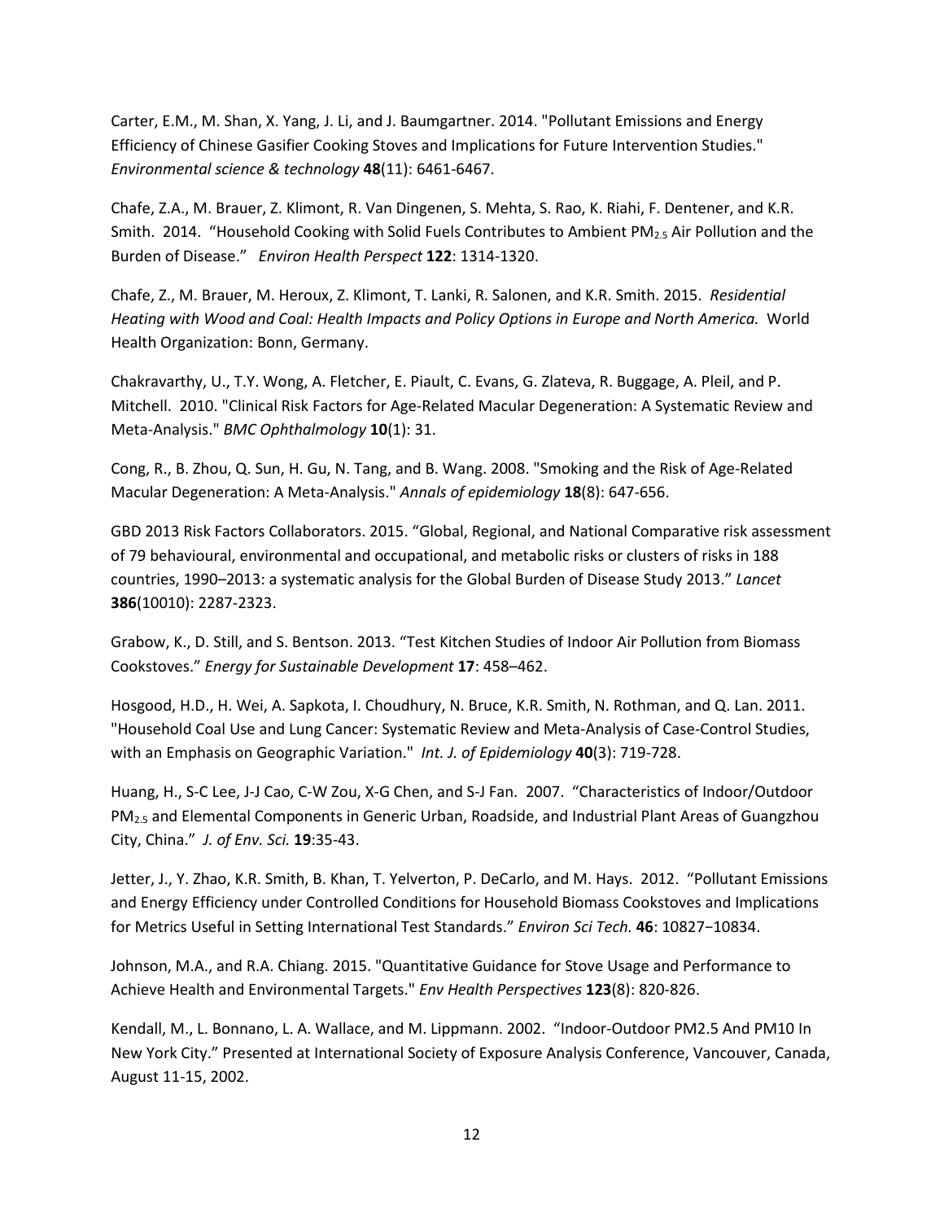Carter, E.M., M. Shan, X. Yang, J. Li, and J. Baumgartner. 2014. "Pollutant Emissions and Energy Efficiency of Chinese Gasifier Cooking Stoves and Implications for Future Intervention Studies." *Environmental science & technology* **48**(11): 6461-6467.

Chafe, Z.A., M. Brauer, Z. Klimont, R. Van Dingenen, S. Mehta, S. Rao, K. Riahi, F. Dentener, and K.R. Smith. 2014. "Household Cooking with Solid Fuels Contributes to Ambient $PM_{2.5}$ Air Pollution and the Burden of Disease." *Environ Health Perspect* **122**: 1314-1320.

Chafe, Z., M. Brauer, M. Heroux, Z. Klimont, T. Lanki, R. Salonen, and K.R. Smith. 2015. *Residential Heating with Wood and Coal: Health Impacts and Policy Options in Europe and North America.* World Health Organization: Bonn, Germany.

Chakravarthy, U., T.Y. Wong, A. Fletcher, E. Piault, C. Evans, G. Zlateva, R. Buggage, A. Pleil, and P. Mitchell. 2010. "Clinical Risk Factors for Age-Related Macular Degeneration: A Systematic Review and Meta-Analysis." *BMC Ophthalmology* **10**(1): 31.

Cong, R., B. Zhou, Q. Sun, H. Gu, N. Tang, and B. Wang. 2008. "Smoking and the Risk of Age-Related Macular Degeneration: A Meta-Analysis." *Annals of epidemiology* **18**(8): 647-656.

GBD 2013 Risk Factors Collaborators. 2015. "Global, Regional, and National Comparative risk assessment of 79 behavioural, environmental and occupational, and metabolic risks or clusters of risks in 188 countries, 1990–2013: a systematic analysis for the Global Burden of Disease Study 2013." *Lancet* **386**(10010): 2287-2323.

Grabow, K., D. Still, and S. Bentson. 2013. "Test Kitchen Studies of Indoor Air Pollution from Biomass Cookstoves." *Energy for Sustainable Development* **17**: 458–462.

Hosgood, H.D., H. Wei, A. Sapkota, I. Choudhury, N. Bruce, K.R. Smith, N. Rothman, and Q. Lan. 2011. "Household Coal Use and Lung Cancer: Systematic Review and Meta-Analysis of Case-Control Studies, with an Emphasis on Geographic Variation." *Int. J. of Epidemiology* **40**(3): 719-728.

Huang, H., S-C Lee, J-J Cao, C-W Zou, X-G Chen, and S-J Fan. 2007. "Characteristics of Indoor/Outdoor $PM_{2.5}$ and Elemental Components in Generic Urban, Roadside, and Industrial Plant Areas of Guangzhou City, China." *J. of Env. Sci.* **19**:35-43.

Jetter, J., Y. Zhao, K.R. Smith, B. Khan, T. Yelverton, P. DeCarlo, and M. Hays. 2012. "Pollutant Emissions and Energy Efficiency under Controlled Conditions for Household Biomass Cookstoves and Implications for Metrics Useful in Setting International Test Standards." *Environ Sci Tech.* **46**: 10827−10834.

Johnson, M.A., and R.A. Chiang. 2015. "Quantitative Guidance for Stove Usage and Performance to Achieve Health and Environmental Targets." *Env Health Perspectives* **123**(8): 820-826.

Kendall, M., L. Bonnano, L. A. Wallace, and M. Lippmann. 2002. "Indoor-Outdoor PM2.5 And PM10 In New York City." Presented at International Society of Exposure Analysis Conference, Vancouver, Canada, August 11-15, 2002.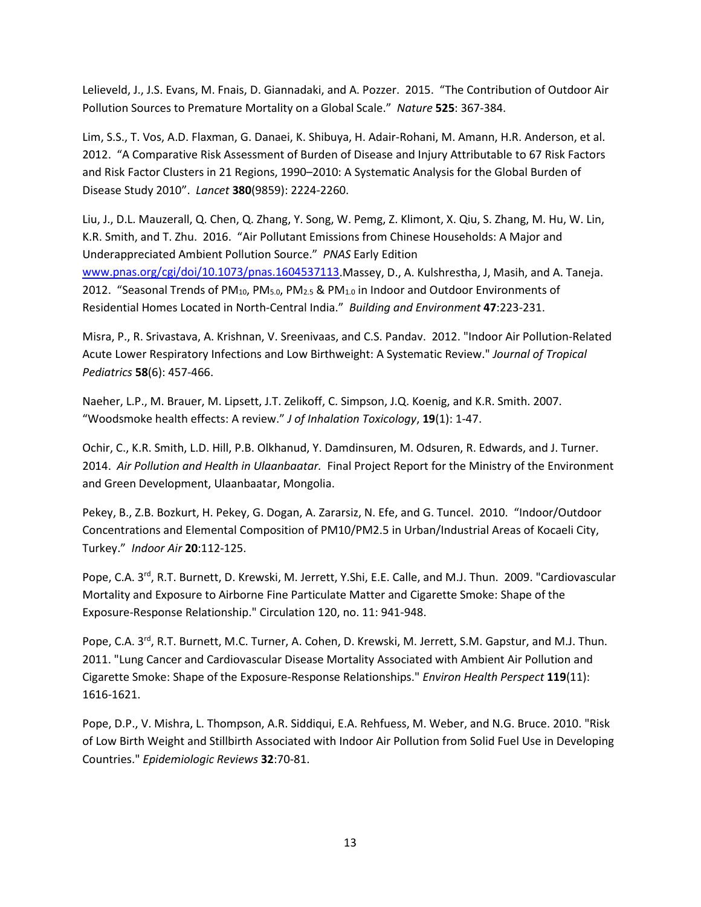Lelieveld, J., J.S. Evans, M. Fnais, D. Giannadaki, and A. Pozzer. 2015. “The Contribution of Outdoor Air Pollution Sources to Premature Mortality on a Global Scale.” *Nature* **525**: 367-384.

Lim, S.S., T. Vos, A.D. Flaxman, G. Danaei, K. Shibuya, H. Adair-Rohani, M. Amann, H.R. Anderson, et al. 2012. “A Comparative Risk Assessment of Burden of Disease and Injury Attributable to 67 Risk Factors and Risk Factor Clusters in 21 Regions, 1990–2010: A Systematic Analysis for the Global Burden of Disease Study 2010”. *Lancet* **380**(9859): 2224-2260.

Liu, J., D.L. Mauzerall, Q. Chen, Q. Zhang, Y. Song, W. Pemg, Z. Klimont, X. Qiu, S. Zhang, M. Hu, W. Lin, K.R. Smith, and T. Zhu. 2016. “Air Pollutant Emissions from Chinese Households: A Major and Underappreciated Ambient Pollution Source.” *PNAS* Early Edition www.pnas.org/cgi/doi/10.1073/pnas.1604537113.Massey, D., A. Kulshrestha, J, Masih, and A. Taneja. 2012. “Seasonal Trends of $PM_{10}$, $PM_{5.0}$, $PM_{2.5}$ & $PM_{1.0}$ in Indoor and Outdoor Environments of Residential Homes Located in North-Central India.” *Building and Environment* **47**:223-231.

Misra, P., R. Srivastava, A. Krishnan, V. Sreenivaas, and C.S. Pandav. 2012. "Indoor Air Pollution-Related Acute Lower Respiratory Infections and Low Birthweight: A Systematic Review." *Journal of Tropical Pediatrics* **58**(6): 457-466.

Naeher, L.P., M. Brauer, M. Lipsett, J.T. Zelikoff, C. Simpson, J.Q. Koenig, and K.R. Smith. 2007. “Woodsmoke health effects: A review.” *J of Inhalation Toxicology*, **19**(1): 1-47.

Ochir, C., K.R. Smith, L.D. Hill, P.B. Olkhanud, Y. Damdinsuren, M. Odsuren, R. Edwards, and J. Turner. 2014. *Air Pollution and Health in Ulaanbaatar.* Final Project Report for the Ministry of the Environment and Green Development, Ulaanbaatar, Mongolia.

Pekey, B., Z.B. Bozkurt, H. Pekey, G. Dogan, A. Zararsiz, N. Efe, and G. Tuncel. 2010. “Indoor/Outdoor Concentrations and Elemental Composition of PM10/PM2.5 in Urban/Industrial Areas of Kocaeli City, Turkey.” *Indoor Air* **20**:112-125.

Pope, C.A. 3rd, R.T. Burnett, D. Krewski, M. Jerrett, Y.Shi, E.E. Calle, and M.J. Thun. 2009. "Cardiovascular Mortality and Exposure to Airborne Fine Particulate Matter and Cigarette Smoke: Shape of the Exposure-Response Relationship." Circulation 120, no. 11: 941-948.

Pope, C.A. 3rd, R.T. Burnett, M.C. Turner, A. Cohen, D. Krewski, M. Jerrett, S.M. Gapstur, and M.J. Thun. 2011. "Lung Cancer and Cardiovascular Disease Mortality Associated with Ambient Air Pollution and Cigarette Smoke: Shape of the Exposure-Response Relationships." *Environ Health Perspect* **119**(11): 1616-1621.

Pope, D.P., V. Mishra, L. Thompson, A.R. Siddiqui, E.A. Rehfuess, M. Weber, and N.G. Bruce. 2010. "Risk of Low Birth Weight and Stillbirth Associated with Indoor Air Pollution from Solid Fuel Use in Developing Countries." *Epidemiologic Reviews* **32**:70-81.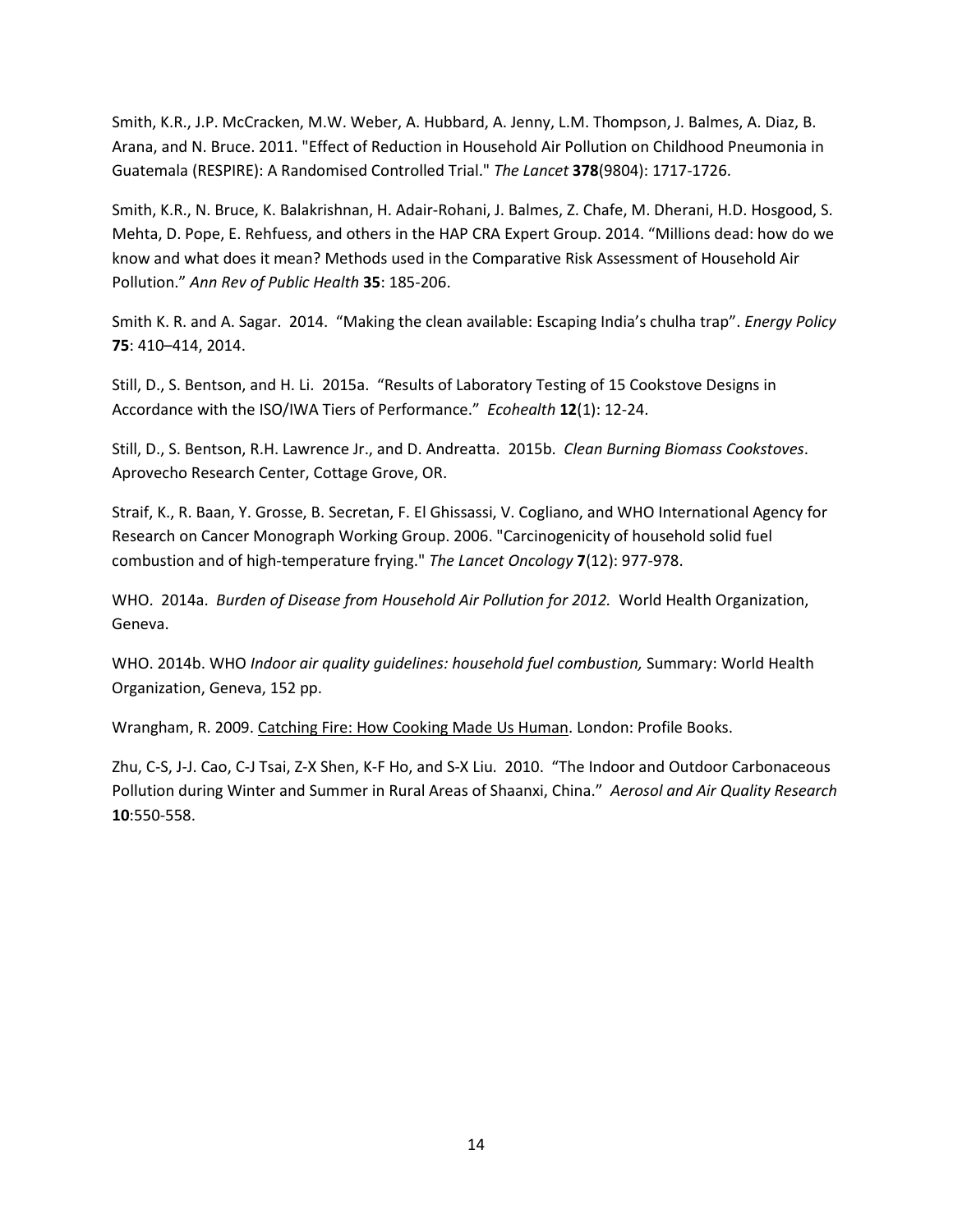Smith, K.R., J.P. McCracken, M.W. Weber, A. Hubbard, A. Jenny, L.M. Thompson, J. Balmes, A. Diaz, B. Arana, and N. Bruce. 2011. "Effect of Reduction in Household Air Pollution on Childhood Pneumonia in Guatemala (RESPIRE): A Randomised Controlled Trial." *The Lancet* **378**(9804): 1717-1726.

Smith, K.R., N. Bruce, K. Balakrishnan, H. Adair-Rohani, J. Balmes, Z. Chafe, M. Dherani, H.D. Hosgood, S. Mehta, D. Pope, E. Rehfuess, and others in the HAP CRA Expert Group. 2014. "Millions dead: how do we know and what does it mean? Methods used in the Comparative Risk Assessment of Household Air Pollution." *Ann Rev of Public Health* **35**: 185-206.

Smith K. R. and A. Sagar. 2014. "Making the clean available: Escaping India's chulha trap". *Energy Policy* **75**: 410–414, 2014.

Still, D., S. Bentson, and H. Li. 2015a. "Results of Laboratory Testing of 15 Cookstove Designs in Accordance with the ISO/IWA Tiers of Performance." *Ecohealth* **12**(1): 12-24.

Still, D., S. Bentson, R.H. Lawrence Jr., and D. Andreatta. 2015b. *Clean Burning Biomass Cookstoves*. Aprovecho Research Center, Cottage Grove, OR.

Straif, K., R. Baan, Y. Grosse, B. Secretan, F. El Ghissassi, V. Cogliano, and WHO International Agency for Research on Cancer Monograph Working Group. 2006. "Carcinogenicity of household solid fuel combustion and of high-temperature frying." *The Lancet Oncology* **7**(12): 977-978.

WHO. 2014a. *Burden of Disease from Household Air Pollution for 2012.* World Health Organization, Geneva.

WHO. 2014b. WHO *Indoor air quality guidelines: household fuel combustion,* Summary: World Health Organization, Geneva, 152 pp.

Wrangham, R. 2009. Catching Fire: How Cooking Made Us Human. London: Profile Books.

Zhu, C-S, J-J. Cao, C-J Tsai, Z-X Shen, K-F Ho, and S-X Liu. 2010. "The Indoor and Outdoor Carbonaceous Pollution during Winter and Summer in Rural Areas of Shaanxi, China." *Aerosol and Air Quality Research* **10**:550-558.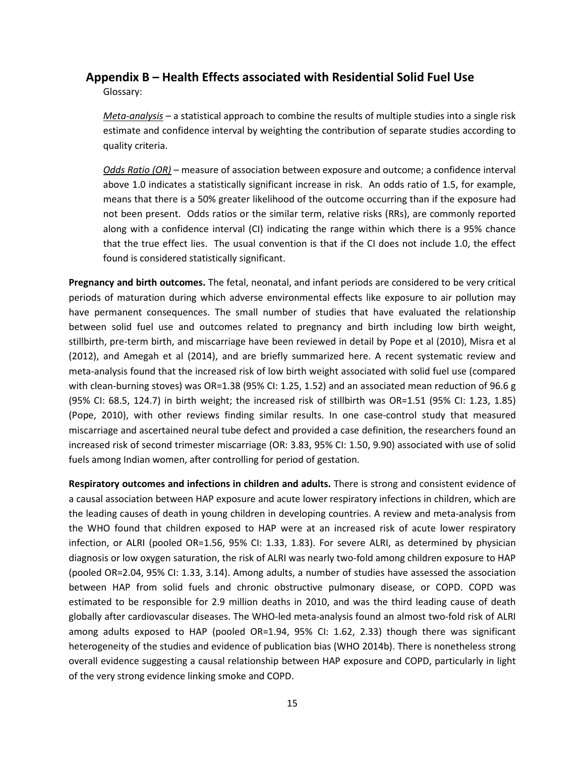## Appendix B – Health Effects associated with Residential Solid Fuel Use

Glossary:

*Meta-analysis* – a statistical approach to combine the results of multiple studies into a single risk estimate and confidence interval by weighting the contribution of separate studies according to quality criteria.

*Odds Ratio (OR)* – measure of association between exposure and outcome; a confidence interval above 1.0 indicates a statistically significant increase in risk. An odds ratio of 1.5, for example, means that there is a 50% greater likelihood of the outcome occurring than if the exposure had not been present. Odds ratios or the similar term, relative risks (RRs), are commonly reported along with a confidence interval (CI) indicating the range within which there is a 95% chance that the true effect lies. The usual convention is that if the CI does not include 1.0, the effect found is considered statistically significant.

**Pregnancy and birth outcomes.** The fetal, neonatal, and infant periods are considered to be very critical periods of maturation during which adverse environmental effects like exposure to air pollution may have permanent consequences. The small number of studies that have evaluated the relationship between solid fuel use and outcomes related to pregnancy and birth including low birth weight, stillbirth, pre-term birth, and miscarriage have been reviewed in detail by Pope et al (2010), Misra et al (2012), and Amegah et al (2014), and are briefly summarized here. A recent systematic review and meta-analysis found that the increased risk of low birth weight associated with solid fuel use (compared with clean-burning stoves) was OR=1.38 (95% CI: 1.25, 1.52) and an associated mean reduction of 96.6 g (95% CI: 68.5, 124.7) in birth weight; the increased risk of stillbirth was OR=1.51 (95% CI: 1.23, 1.85) (Pope, 2010), with other reviews finding similar results. In one case-control study that measured miscarriage and ascertained neural tube defect and provided a case definition, the researchers found an increased risk of second trimester miscarriage (OR: 3.83, 95% CI: 1.50, 9.90) associated with use of solid fuels among Indian women, after controlling for period of gestation.

**Respiratory outcomes and infections in children and adults.** There is strong and consistent evidence of a causal association between HAP exposure and acute lower respiratory infections in children, which are the leading causes of death in young children in developing countries. A review and meta-analysis from the WHO found that children exposed to HAP were at an increased risk of acute lower respiratory infection, or ALRI (pooled OR=1.56, 95% CI: 1.33, 1.83). For severe ALRI, as determined by physician diagnosis or low oxygen saturation, the risk of ALRI was nearly two-fold among children exposure to HAP (pooled OR=2.04, 95% CI: 1.33, 3.14). Among adults, a number of studies have assessed the association between HAP from solid fuels and chronic obstructive pulmonary disease, or COPD. COPD was estimated to be responsible for 2.9 million deaths in 2010, and was the third leading cause of death globally after cardiovascular diseases. The WHO-led meta-analysis found an almost two-fold risk of ALRI among adults exposed to HAP (pooled OR=1.94, 95% CI: 1.62, 2.33) though there was significant heterogeneity of the studies and evidence of publication bias (WHO 2014b). There is nonetheless strong overall evidence suggesting a causal relationship between HAP exposure and COPD, particularly in light of the very strong evidence linking smoke and COPD.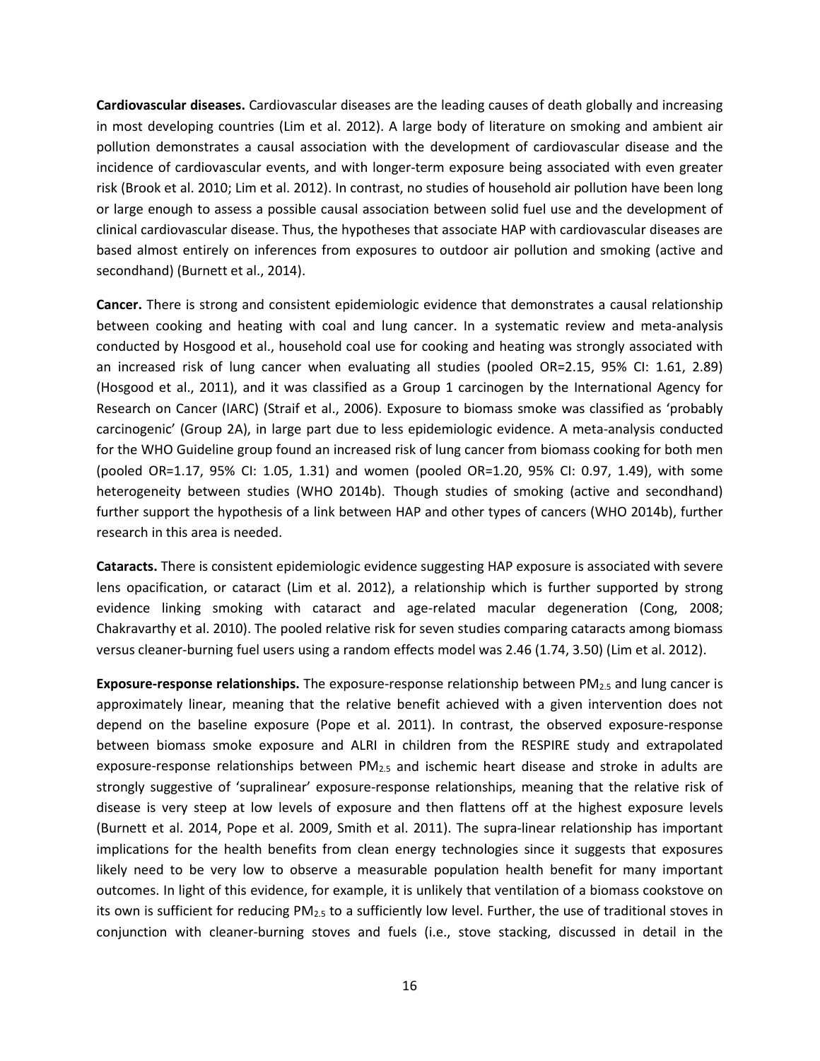**Cardiovascular diseases.** Cardiovascular diseases are the leading causes of death globally and increasing in most developing countries (Lim et al. 2012). A large body of literature on smoking and ambient air pollution demonstrates a causal association with the development of cardiovascular disease and the incidence of cardiovascular events, and with longer-term exposure being associated with even greater risk (Brook et al. 2010; Lim et al. 2012). In contrast, no studies of household air pollution have been long or large enough to assess a possible causal association between solid fuel use and the development of clinical cardiovascular disease. Thus, the hypotheses that associate HAP with cardiovascular diseases are based almost entirely on inferences from exposures to outdoor air pollution and smoking (active and secondhand) (Burnett et al., 2014).

**Cancer.** There is strong and consistent epidemiologic evidence that demonstrates a causal relationship between cooking and heating with coal and lung cancer. In a systematic review and meta-analysis conducted by Hosgood et al., household coal use for cooking and heating was strongly associated with an increased risk of lung cancer when evaluating all studies (pooled OR=2.15, 95% CI: 1.61, 2.89) (Hosgood et al., 2011), and it was classified as a Group 1 carcinogen by the International Agency for Research on Cancer (IARC) (Straif et al., 2006). Exposure to biomass smoke was classified as 'probably carcinogenic' (Group 2A), in large part due to less epidemiologic evidence. A meta-analysis conducted for the WHO Guideline group found an increased risk of lung cancer from biomass cooking for both men (pooled OR=1.17, 95% CI: 1.05, 1.31) and women (pooled OR=1.20, 95% CI: 0.97, 1.49), with some heterogeneity between studies (WHO 2014b). Though studies of smoking (active and secondhand) further support the hypothesis of a link between HAP and other types of cancers (WHO 2014b), further research in this area is needed.

**Cataracts.** There is consistent epidemiologic evidence suggesting HAP exposure is associated with severe lens opacification, or cataract (Lim et al. 2012), a relationship which is further supported by strong evidence linking smoking with cataract and age-related macular degeneration (Cong, 2008; Chakravarthy et al. 2010). The pooled relative risk for seven studies comparing cataracts among biomass versus cleaner-burning fuel users using a random effects model was 2.46 (1.74, 3.50) (Lim et al. 2012).

**Exposure-response relationships.** The exposure-response relationship between $PM_{2.5}$ and lung cancer is approximately linear, meaning that the relative benefit achieved with a given intervention does not depend on the baseline exposure (Pope et al. 2011). In contrast, the observed exposure-response between biomass smoke exposure and ALRI in children from the RESPIRE study and extrapolated exposure-response relationships between $PM_{2.5}$ and ischemic heart disease and stroke in adults are strongly suggestive of 'supralinear' exposure-response relationships, meaning that the relative risk of disease is very steep at low levels of exposure and then flattens off at the highest exposure levels (Burnett et al. 2014, Pope et al. 2009, Smith et al. 2011). The supra-linear relationship has important implications for the health benefits from clean energy technologies since it suggests that exposures likely need to be very low to observe a measurable population health benefit for many important outcomes. In light of this evidence, for example, it is unlikely that ventilation of a biomass cookstove on its own is sufficient for reducing $PM_{2.5}$ to a sufficiently low level. Further, the use of traditional stoves in conjunction with cleaner-burning stoves and fuels (i.e., stove stacking, discussed in detail in the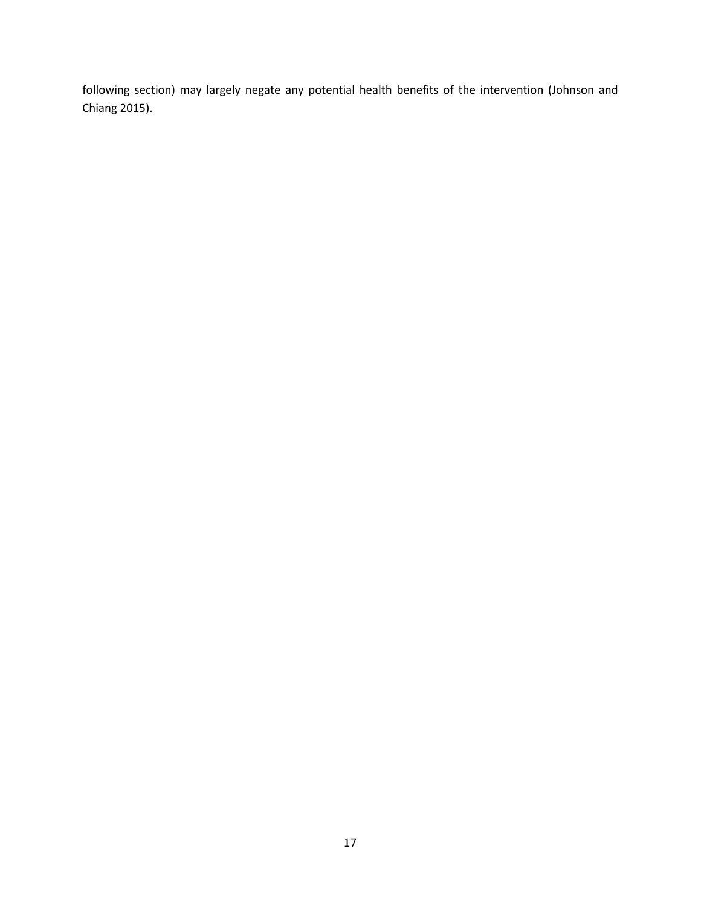following section) may largely negate any potential health benefits of the intervention (Johnson and Chiang 2015).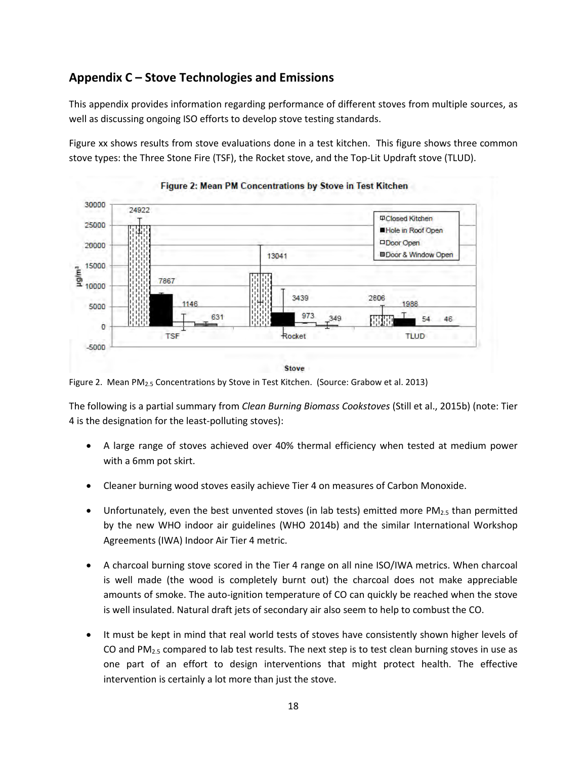## Appendix C – Stove Technologies and Emissions

This appendix provides information regarding performance of different stoves from multiple sources, as well as discussing ongoing ISO efforts to develop stove testing standards.

Figure xx shows results from stove evaluations done in a test kitchen. This figure shows three common stove types: the Three Stone Fire (TSF), the Rocket stove, and the Top-Lit Updraft stove (TLUD).

Figure 2. Mean $PM_{2.5}$ Concentrations by Stove in Test Kitchen. (Source: Grabow et al. 2013)

The following is a partial summary from *Clean Burning Biomass Cookstoves* (Still et al., 2015b) (note: Tier 4 is the designation for the least-polluting stoves):

- A large range of stoves achieved over 40% thermal efficiency when tested at medium power with a 6mm pot skirt.
- Cleaner burning wood stoves easily achieve Tier 4 on measures of Carbon Monoxide.
- Unfortunately, even the best unvented stoves (in lab tests) emitted more $PM_{2.5}$ than permitted by the new WHO indoor air guidelines (WHO 2014b) and the similar International Workshop Agreements (IWA) Indoor Air Tier 4 metric.
- A charcoal burning stove scored in the Tier 4 range on all nine ISO/IWA metrics. When charcoal is well made (the wood is completely burnt out) the charcoal does not make appreciable amounts of smoke. The auto-ignition temperature of CO can quickly be reached when the stove is well insulated. Natural draft jets of secondary air also seem to help to combust the CO.
- It must be kept in mind that real world tests of stoves have consistently shown higher levels of CO and $PM_{2.5}$ compared to lab test results. The next step is to test clean burning stoves in use as one part of an effort to design interventions that might protect health. The effective intervention is certainly a lot more than just the stove.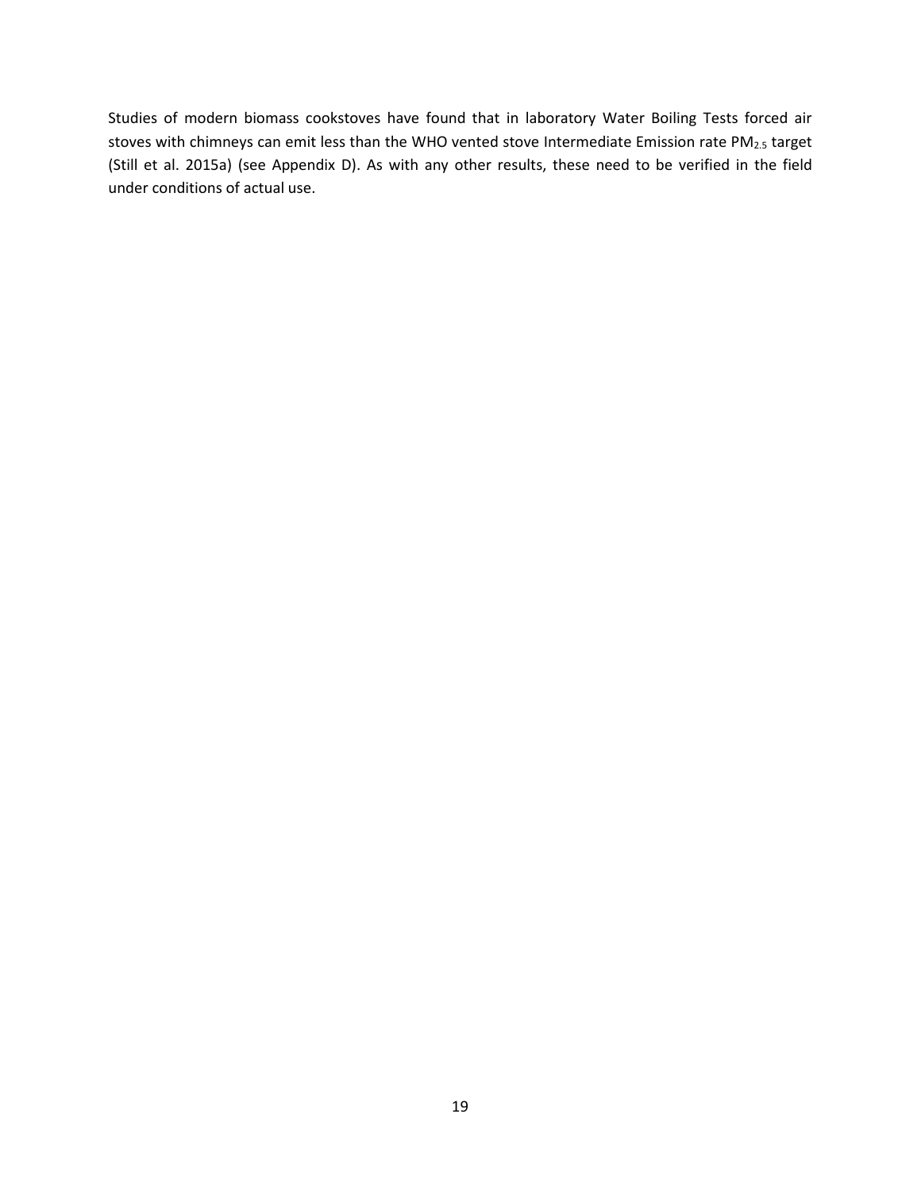Studies of modern biomass cookstoves have found that in laboratory Water Boiling Tests forced air stoves with chimneys can emit less than the WHO vented stove Intermediate Emission rate $PM_{2.5}$ target (Still et al. 2015a) (see Appendix D). As with any other results, these need to be verified in the field under conditions of actual use.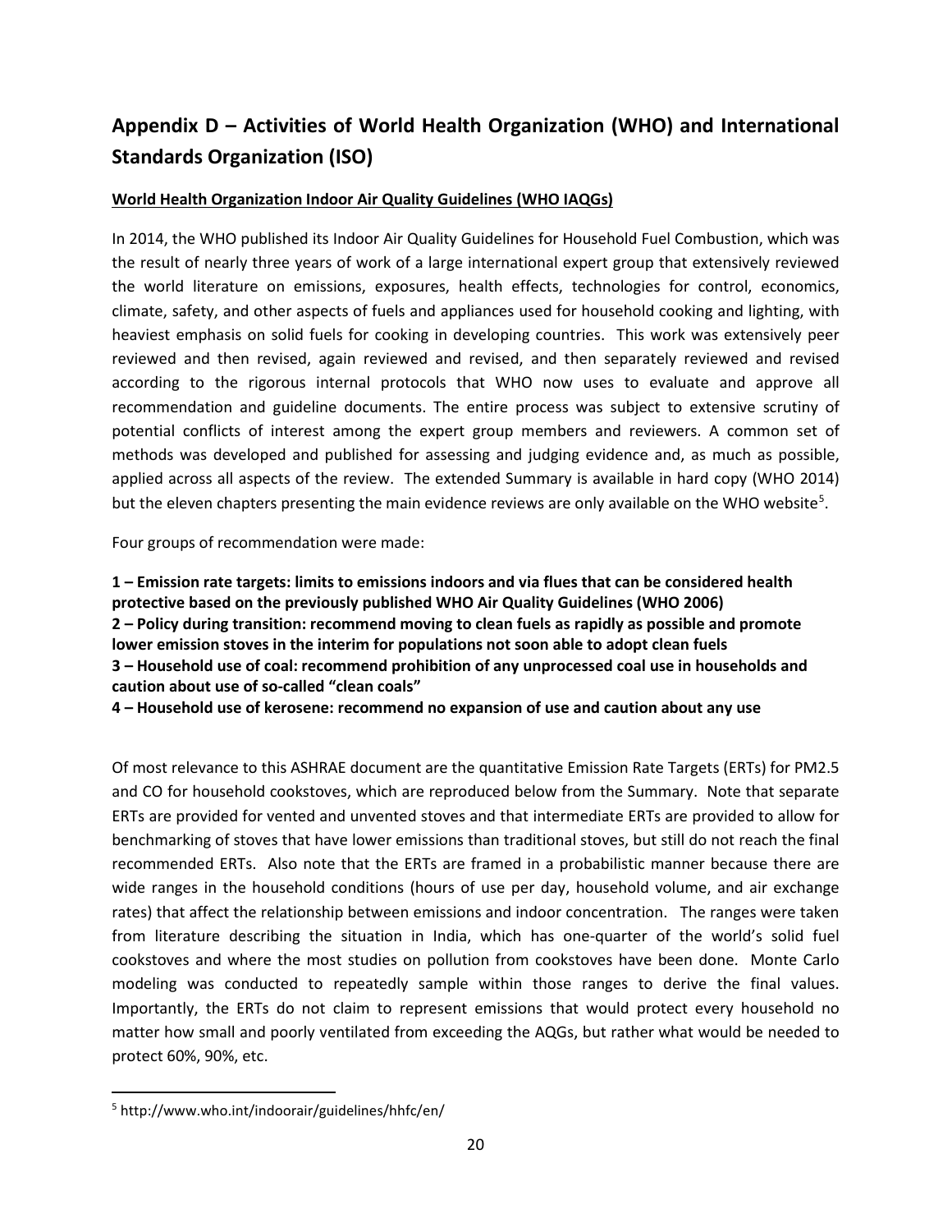## Appendix D – Activities of World Health Organization (WHO) and International Standards Organization (ISO)

**World Health Organization Indoor Air Quality Guidelines (WHO IAQGs)**

In 2014, the WHO published its Indoor Air Quality Guidelines for Household Fuel Combustion, which was the result of nearly three years of work of a large international expert group that extensively reviewed the world literature on emissions, exposures, health effects, technologies for control, economics, climate, safety, and other aspects of fuels and appliances used for household cooking and lighting, with heaviest emphasis on solid fuels for cooking in developing countries. This work was extensively peer reviewed and then revised, again reviewed and revised, and then separately reviewed and revised according to the rigorous internal protocols that WHO now uses to evaluate and approve all recommendation and guideline documents. The entire process was subject to extensive scrutiny of potential conflicts of interest among the expert group members and reviewers. A common set of methods was developed and published for assessing and judging evidence and, as much as possible, applied across all aspects of the review. The extended Summary is available in hard copy (WHO 2014) but the eleven chapters presenting the main evidence reviews are only available on the WHO website[5].

Four groups of recommendation were made:

**1 – Emission rate targets: limits to emissions indoors and via flues that can be considered health protective based on the previously published WHO Air Quality Guidelines (WHO 2006)**
**2 – Policy during transition: recommend moving to clean fuels as rapidly as possible and promote lower emission stoves in the interim for populations not soon able to adopt clean fuels**
**3 – Household use of coal: recommend prohibition of any unprocessed coal use in households and caution about use of so-called "clean coals"**
**4 – Household use of kerosene: recommend no expansion of use and caution about any use**

Of most relevance to this ASHRAE document are the quantitative Emission Rate Targets (ERTs) for PM2.5 and CO for household cookstoves, which are reproduced below from the Summary. Note that separate ERTs are provided for vented and unvented stoves and that intermediate ERTs are provided to allow for benchmarking of stoves that have lower emissions than traditional stoves, but still do not reach the final recommended ERTs. Also note that the ERTs are framed in a probabilistic manner because there are wide ranges in the household conditions (hours of use per day, household volume, and air exchange rates) that affect the relationship between emissions and indoor concentration. The ranges were taken from literature describing the situation in India, which has one-quarter of the world's solid fuel cookstoves and where the most studies on pollution from cookstoves have been done. Monte Carlo modeling was conducted to repeatedly sample within those ranges to derive the final values. Importantly, the ERTs do not claim to represent emissions that would protect every household no matter how small and poorly ventilated from exceeding the AQGs, but rather what would be needed to protect 60%, 90%, etc.

---

[5] http://www.who.int/indoorair/guidelines/hhfc/en/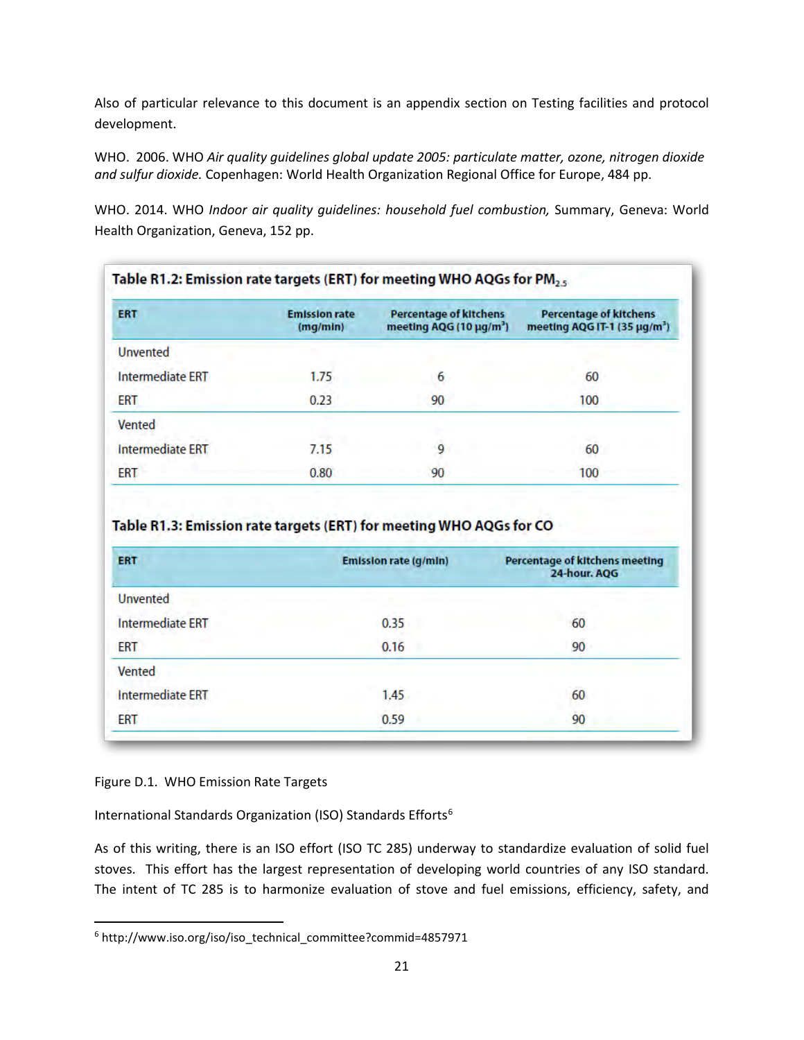Also of particular relevance to this document is an appendix section on Testing facilities and protocol development.

WHO. 2006. WHO *Air quality guidelines global update 2005: particulate matter, ozone, nitrogen dioxide and sulfur dioxide.* Copenhagen: World Health Organization Regional Office for Europe, 484 pp.

WHO. 2014. WHO *Indoor air quality guidelines: household fuel combustion,* Summary, Geneva: World Health Organization, Geneva, 152 pp.

**Table R1.2: Emission rate targets (ERT) for meeting WHO AQGs for $PM_{2.5}$**

| ERT | Emission rate (mg/min) | Percentage of kitchens meeting AQG (10 μg/m³) | Percentage of kitchens meeting AQG IT-1 (35 μg/m³) |
|---|---|---|---|
| Unvented | | | |
| Intermediate ERT | 1.75 | 6 | 60 |
| ERT | 0.23 | 90 | 100 |
| Vented | | | |
| Intermediate ERT | 7.15 | 9 | 60 |
| ERT | 0.80 | 90 | 100 |

**Table R1.3: Emission rate targets (ERT) for meeting WHO AQGs for CO**

| ERT | Emission rate (g/min) | Percentage of kitchens meeting 24-hour. AQG |
|---|---|---|
| Unvented | | |
| Intermediate ERT | 0.35 | 60 |
| ERT | 0.16 | 90 |
| Vented | | |
| Intermediate ERT | 1.45 | 60 |
| ERT | 0.59 | 90 |

Figure D.1. WHO Emission Rate Targets

International Standards Organization (ISO) Standards Efforts[6]

As of this writing, there is an ISO effort (ISO TC 285) underway to standardize evaluation of solid fuel stoves. This effort has the largest representation of developing world countries of any ISO standard. The intent of TC 285 is to harmonize evaluation of stove and fuel emissions, efficiency, safety, and

[6] http://www.iso.org/iso/iso_technical_committee?commid=4857971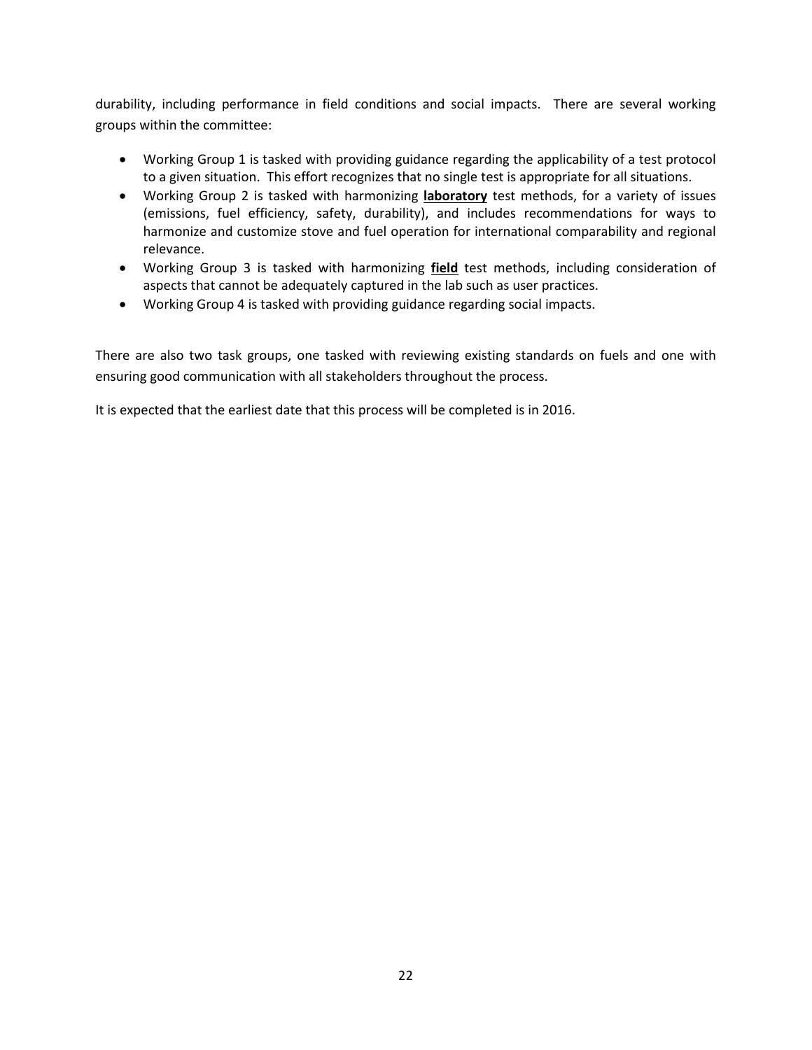durability, including performance in field conditions and social impacts. There are several working groups within the committee:

- Working Group 1 is tasked with providing guidance regarding the applicability of a test protocol to a given situation. This effort recognizes that no single test is appropriate for all situations.
- Working Group 2 is tasked with harmonizing **laboratory** test methods, for a variety of issues (emissions, fuel efficiency, safety, durability), and includes recommendations for ways to harmonize and customize stove and fuel operation for international comparability and regional relevance.
- Working Group 3 is tasked with harmonizing **field** test methods, including consideration of aspects that cannot be adequately captured in the lab such as user practices.
- Working Group 4 is tasked with providing guidance regarding social impacts.

There are also two task groups, one tasked with reviewing existing standards on fuels and one with ensuring good communication with all stakeholders throughout the process.

It is expected that the earliest date that this process will be completed is in 2016.